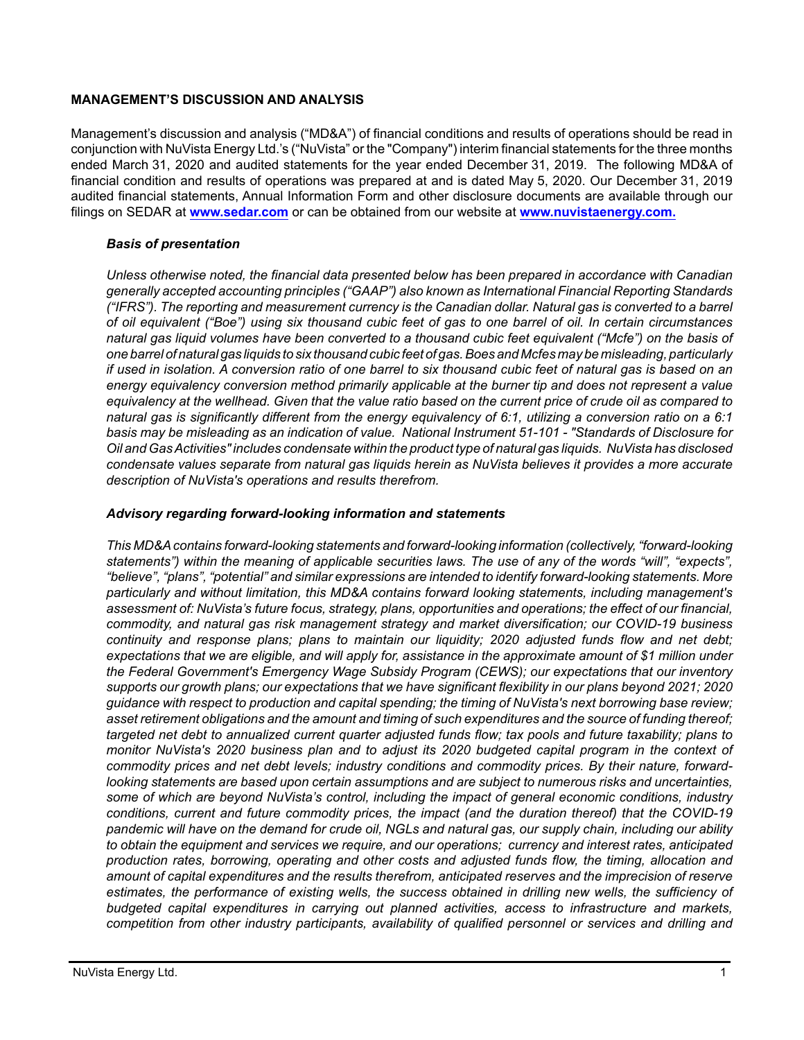## MANAGEMENT'S DISCUSSION AND ANALYSIS

Management's discussion and analysis ("MD&A") of financial conditions and results of operations should be read in conjunction with NuVista Energy Ltd.'s ("NuVista" or the "Company") interim financial statements for the three months ended March 31, 2020 and audited statements for the year ended December 31, 2019. The following MD&A of financial condition and results of operations was prepared at and is dated May 5, 2020. Our December 31, 2019 audited financial statements, Annual Information Form and other disclosure documents are available through our filings on SEDAR at **www.sedar.com** or can be obtained from our website at **www.nuvistaenergy.com.**

### *Basis of presentation*

*Unless otherwise noted, the financial data presented below has been prepared in accordance with Canadian generally accepted accounting principles ("GAAP") also known as International Financial Reporting Standards ("IFRS"). The reporting and measurement currency is the Canadian dollar. Natural gas is converted to a barrel of oil equivalent ("Boe") using six thousand cubic feet of gas to one barrel of oil. In certain circumstances natural gas liquid volumes have been converted to a thousand cubic feet equivalent ("Mcfe") on the basis of one barrel of natural gas liquids to six thousand cubic feet of gas. Boes and Mcfes may be misleading, particularly if used in isolation. A conversion ratio of one barrel to six thousand cubic feet of natural gas is based on an energy equivalency conversion method primarily applicable at the burner tip and does not represent a value equivalency at the wellhead. Given that the value ratio based on the current price of crude oil as compared to natural gas is significantly different from the energy equivalency of 6:1, utilizing a conversion ratio on a 6:1 basis may be misleading as an indication of value. National Instrument 51-101 - "Standards of Disclosure for Oil and Gas Activities" includes condensate within the product type of natural gas liquids. NuVista has disclosed condensate values separate from natural gas liquids herein as NuVista believes it provides a more accurate description of NuVista's operations and results therefrom.*

### *Advisory regarding forward-looking information and statements*

*This MD&A contains forward-looking statements and forward-looking information (collectively, "forward-looking statements") within the meaning of applicable securities laws. The use of any of the words "will", "expects", "believe", "plans", "potential" and similar expressions are intended to identify forward-looking statements. More particularly and without limitation, this MD&A contains forward looking statements, including management's assessment of: NuVista's future focus, strategy, plans, opportunities and operations; the effect of our financial, commodity, and natural gas risk management strategy and market diversification; our COVID-19 business continuity and response plans; plans to maintain our liquidity; 2020 adjusted funds flow and net debt; expectations that we are eligible, and will apply for, assistance in the approximate amount of $1 million under the Federal Government's Emergency Wage Subsidy Program (CEWS); our expectations that our inventory supports our growth plans; our expectations that we have significant flexibility in our plans beyond 2021; 2020 guidance with respect to production and capital spending; the timing of NuVista's next borrowing base review; asset retirement obligations and the amount and timing of such expenditures and the source of funding thereof; targeted net debt to annualized current quarter adjusted funds flow; tax pools and future taxability; plans to monitor NuVista's 2020 business plan and to adjust its 2020 budgeted capital program in the context of commodity prices and net debt levels; industry conditions and commodity prices. By their nature, forward-looking statements are based upon certain assumptions and are subject to numerous risks and uncertainties, some of which are beyond NuVista's control, including the impact of general economic conditions, industry conditions, current and future commodity prices, the impact (and the duration thereof) that the COVID-19 pandemic will have on the demand for crude oil, NGLs and natural gas, our supply chain, including our ability to obtain the equipment and services we require, and our operations; currency and interest rates, anticipated production rates, borrowing, operating and other costs and adjusted funds flow, the timing, allocation and amount of capital expenditures and the results therefrom, anticipated reserves and the imprecision of reserve estimates, the performance of existing wells, the success obtained in drilling new wells, the sufficiency of budgeted capital expenditures in carrying out planned activities, access to infrastructure and markets, competition from other industry participants, availability of qualified personnel or services and drilling and*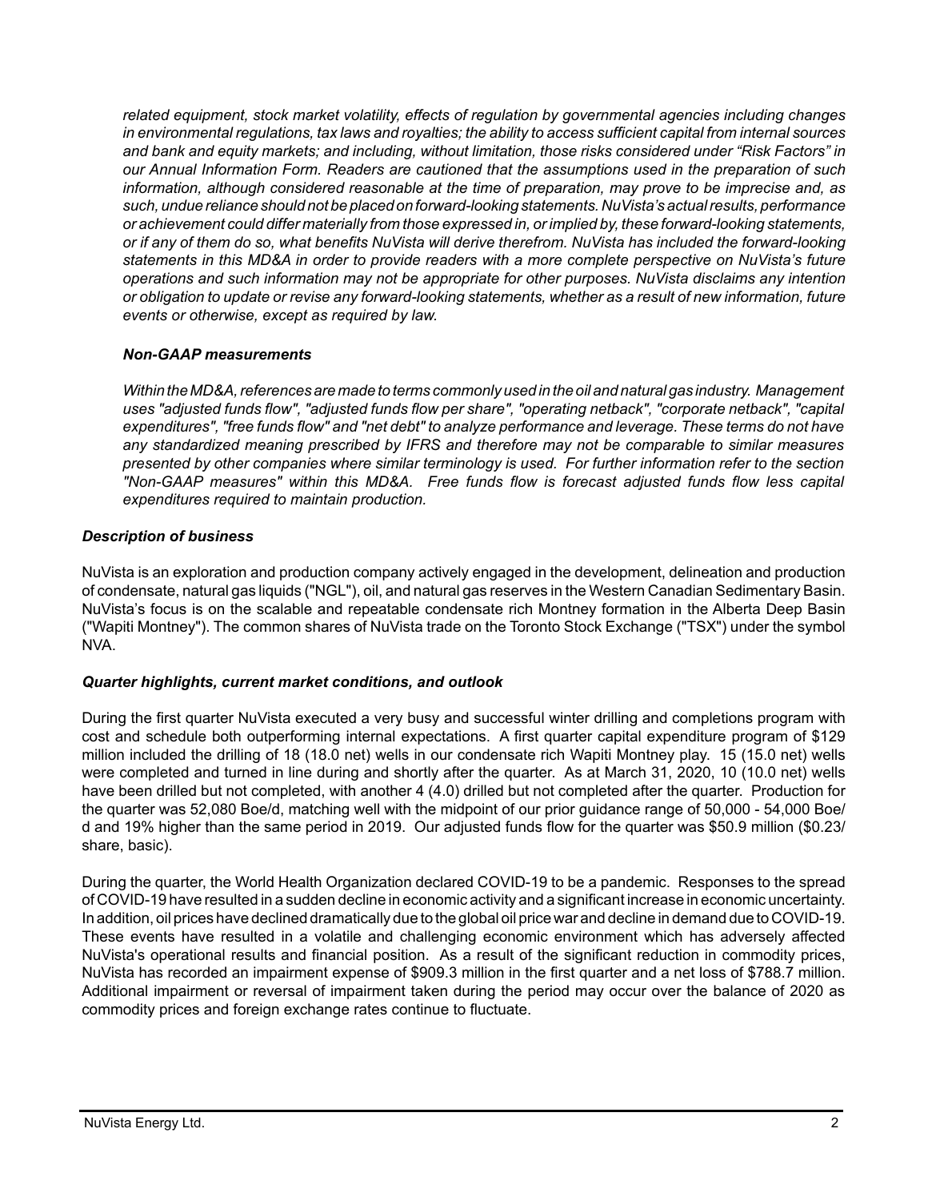*related equipment, stock market volatility, effects of regulation by governmental agencies including changes in environmental regulations, tax laws and royalties; the ability to access sufficient capital from internal sources and bank and equity markets; and including, without limitation, those risks considered under "Risk Factors" in our Annual Information Form. Readers are cautioned that the assumptions used in the preparation of such information, although considered reasonable at the time of preparation, may prove to be imprecise and, as such, undue reliance should not be placed on forward-looking statements. NuVista's actual results, performance or achievement could differ materially from those expressed in, or implied by, these forward-looking statements, or if any of them do so, what benefits NuVista will derive therefrom. NuVista has included the forward-looking statements in this MD&A in order to provide readers with a more complete perspective on NuVista's future operations and such information may not be appropriate for other purposes. NuVista disclaims any intention or obligation to update or revise any forward-looking statements, whether as a result of new information, future events or otherwise, except as required by law.*

***Non-GAAP measurements***

*Within the MD&A, references are made to terms commonly used in the oil and natural gas industry. Management uses "adjusted funds flow", "adjusted funds flow per share", "operating netback", "corporate netback", "capital expenditures", "free funds flow" and "net debt" to analyze performance and leverage. These terms do not have any standardized meaning prescribed by IFRS and therefore may not be comparable to similar measures presented by other companies where similar terminology is used. For further information refer to the section "Non-GAAP measures" within this MD&A. Free funds flow is forecast adjusted funds flow less capital expenditures required to maintain production.*

***Description of business***

NuVista is an exploration and production company actively engaged in the development, delineation and production of condensate, natural gas liquids ("NGL"), oil, and natural gas reserves in the Western Canadian Sedimentary Basin. NuVista's focus is on the scalable and repeatable condensate rich Montney formation in the Alberta Deep Basin ("Wapiti Montney"). The common shares of NuVista trade on the Toronto Stock Exchange ("TSX") under the symbol NVA.

***Quarter highlights, current market conditions, and outlook***

During the first quarter NuVista executed a very busy and successful winter drilling and completions program with cost and schedule both outperforming internal expectations. A first quarter capital expenditure program of $129 million included the drilling of 18 (18.0 net) wells in our condensate rich Wapiti Montney play. 15 (15.0 net) wells were completed and turned in line during and shortly after the quarter. As at March 31, 2020, 10 (10.0 net) wells have been drilled but not completed, with another 4 (4.0) drilled but not completed after the quarter. Production for the quarter was 52,080 Boe/d, matching well with the midpoint of our prior guidance range of 50,000 - 54,000 Boe/d and 19% higher than the same period in 2019. Our adjusted funds flow for the quarter was $50.9 million ($0.23/share, basic).

During the quarter, the World Health Organization declared COVID-19 to be a pandemic. Responses to the spread of COVID-19 have resulted in a sudden decline in economic activity and a significant increase in economic uncertainty. In addition, oil prices have declined dramatically due to the global oil price war and decline in demand due to COVID-19. These events have resulted in a volatile and challenging economic environment which has adversely affected NuVista's operational results and financial position. As a result of the significant reduction in commodity prices, NuVista has recorded an impairment expense of $909.3 million in the first quarter and a net loss of $788.7 million. Additional impairment or reversal of impairment taken during the period may occur over the balance of 2020 as commodity prices and foreign exchange rates continue to fluctuate.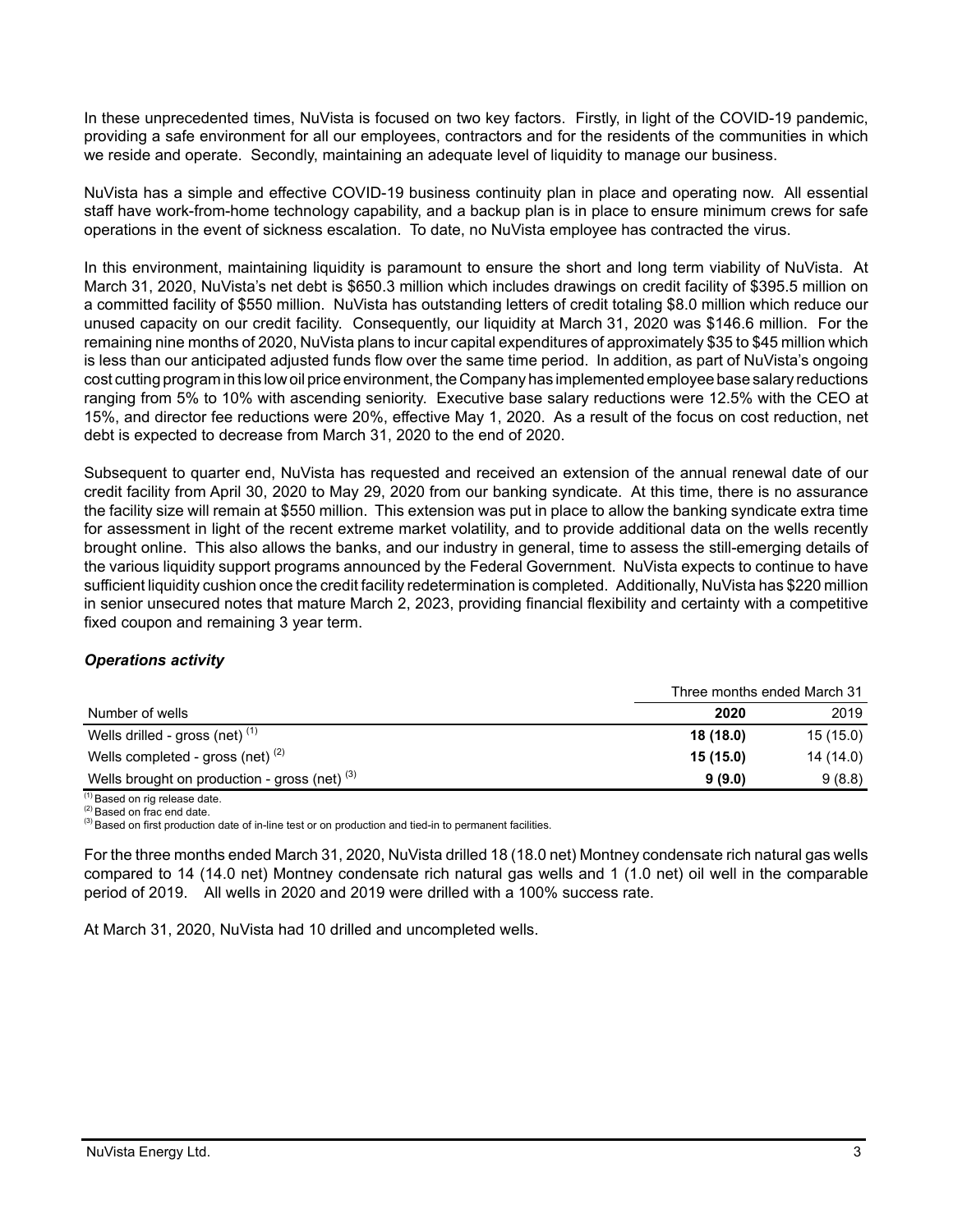In these unprecedented times, NuVista is focused on two key factors. Firstly, in light of the COVID-19 pandemic, providing a safe environment for all our employees, contractors and for the residents of the communities in which we reside and operate. Secondly, maintaining an adequate level of liquidity to manage our business.

NuVista has a simple and effective COVID-19 business continuity plan in place and operating now. All essential staff have work-from-home technology capability, and a backup plan is in place to ensure minimum crews for safe operations in the event of sickness escalation. To date, no NuVista employee has contracted the virus.

In this environment, maintaining liquidity is paramount to ensure the short and long term viability of NuVista. At March 31, 2020, NuVista's net debt is $650.3 million which includes drawings on credit facility of $395.5 million on a committed facility of $550 million. NuVista has outstanding letters of credit totaling $8.0 million which reduce our unused capacity on our credit facility. Consequently, our liquidity at March 31, 2020 was $146.6 million. For the remaining nine months of 2020, NuVista plans to incur capital expenditures of approximately $35 to $45 million which is less than our anticipated adjusted funds flow over the same time period. In addition, as part of NuVista's ongoing cost cutting program in this low oil price environment, the Company has implemented employee base salary reductions ranging from 5% to 10% with ascending seniority. Executive base salary reductions were 12.5% with the CEO at 15%, and director fee reductions were 20%, effective May 1, 2020. As a result of the focus on cost reduction, net debt is expected to decrease from March 31, 2020 to the end of 2020.

Subsequent to quarter end, NuVista has requested and received an extension of the annual renewal date of our credit facility from April 30, 2020 to May 29, 2020 from our banking syndicate. At this time, there is no assurance the facility size will remain at $550 million. This extension was put in place to allow the banking syndicate extra time for assessment in light of the recent extreme market volatility, and to provide additional data on the wells recently brought online. This also allows the banks, and our industry in general, time to assess the still-emerging details of the various liquidity support programs announced by the Federal Government. NuVista expects to continue to have sufficient liquidity cushion once the credit facility redetermination is completed. Additionally, NuVista has $220 million in senior unsecured notes that mature March 2, 2023, providing financial flexibility and certainty with a competitive fixed coupon and remaining 3 year term.

### *Operations activity*

| | Three months ended March 31 | |
|---|---|---|
| Number of wells | **2020** | 2019 |
| Wells drilled - gross (net) [1] | **18 (18.0)** | 15 (15.0) |
| Wells completed - gross (net) [2] | **15 (15.0)** | 14 (14.0) |
| Wells brought on production - gross (net) [3] | **9 (9.0)** | 9 (8.8) |

[1] Based on rig release date.
[2] Based on frac end date.
[3] Based on first production date of in-line test or on production and tied-in to permanent facilities.

For the three months ended March 31, 2020, NuVista drilled 18 (18.0 net) Montney condensate rich natural gas wells compared to 14 (14.0 net) Montney condensate rich natural gas wells and 1 (1.0 net) oil well in the comparable period of 2019. All wells in 2020 and 2019 were drilled with a 100% success rate.

At March 31, 2020, NuVista had 10 drilled and uncompleted wells.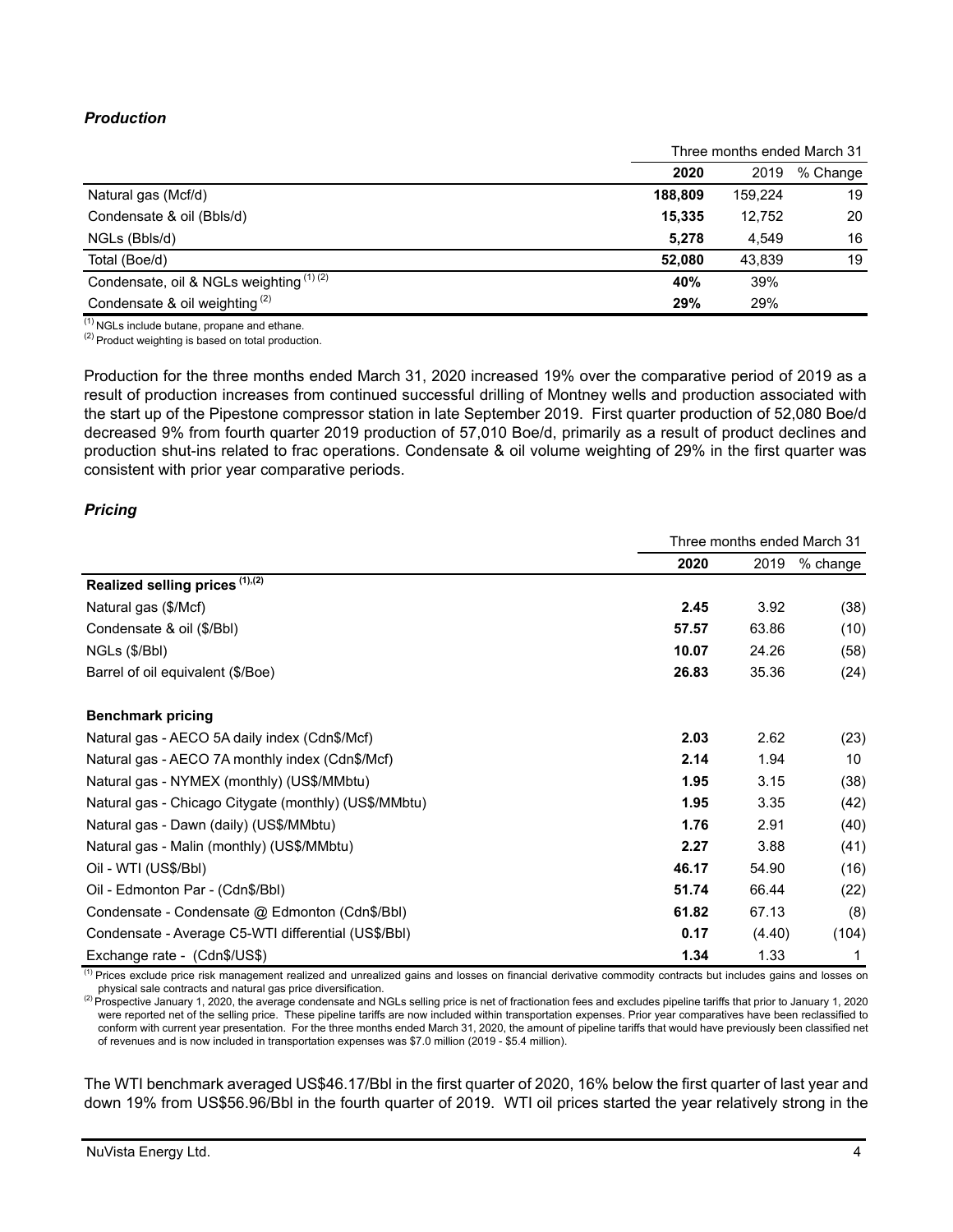### *Production*

| | Three months ended March 31 | | |
|---|---|---|---|
| | **2020** | 2019 | % Change |
| Natural gas (Mcf/d) | **188,809** | 159,224 | 19 |
| Condensate & oil (Bbls/d) | **15,335** | 12,752 | 20 |
| NGLs (Bbls/d) | **5,278** | 4,549 | 16 |
| Total (Boe/d) | **52,080** | 43,839 | 19 |
| Condensate, oil & NGLs weighting [(1)(2)] | **40%** | 39% | |
| Condensate & oil weighting [(2)] | **29%** | 29% | |

[(1)] NGLs include butane, propane and ethane.
[(2)] Product weighting is based on total production.

Production for the three months ended March 31, 2020 increased 19% over the comparative period of 2019 as a result of production increases from continued successful drilling of Montney wells and production associated with the start up of the Pipestone compressor station in late September 2019. First quarter production of 52,080 Boe/d decreased 9% from fourth quarter 2019 production of 57,010 Boe/d, primarily as a result of product declines and production shut-ins related to frac operations. Condensate & oil volume weighting of 29% in the first quarter was consistent with prior year comparative periods.

### *Pricing*

| | Three months ended March 31 | | |
|---|---|---|---|
| | **2020** | 2019 | % change |
| **Realized selling prices [(1),(2)]** | | | |
| Natural gas ($/Mcf) | **2.45** | 3.92 | (38) |
| Condensate & oil ($/Bbl) | **57.57** | 63.86 | (10) |
| NGLs ($/Bbl) | **10.07** | 24.26 | (58) |
| Barrel of oil equivalent ($/Boe) | **26.83** | 35.36 | (24) |
| | | | |
| **Benchmark pricing** | | | |
| Natural gas - AECO 5A daily index (Cdn$/Mcf) | **2.03** | 2.62 | (23) |
| Natural gas - AECO 7A monthly index (Cdn$/Mcf) | **2.14** | 1.94 | 10 |
| Natural gas - NYMEX (monthly) (US$/MMbtu) | **1.95** | 3.15 | (38) |
| Natural gas - Chicago Citygate (monthly) (US$/MMbtu) | **1.95** | 3.35 | (42) |
| Natural gas - Dawn (daily) (US$/MMbtu) | **1.76** | 2.91 | (40) |
| Natural gas - Malin (monthly) (US$/MMbtu) | **2.27** | 3.88 | (41) |
| Oil - WTI (US$/Bbl) | **46.17** | 54.90 | (16) |
| Oil - Edmonton Par - (Cdn$/Bbl) | **51.74** | 66.44 | (22) |
| Condensate - Condensate @ Edmonton (Cdn$/Bbl) | **61.82** | 67.13 | (8) |
| Condensate - Average C5-WTI differential (US$/Bbl) | **0.17** | (4.40) | (104) |
| Exchange rate - (Cdn$/US$) | **1.34** | 1.33 | 1 |

[(1)] Prices exclude price risk management realized and unrealized gains and losses on financial derivative commodity contracts but includes gains and losses on physical sale contracts and natural gas price diversification.
[(2)] Prospective January 1, 2020, the average condensate and NGLs selling price is net of fractionation fees and excludes pipeline tariffs that prior to January 1, 2020 were reported net of the selling price. These pipeline tariffs are now included within transportation expenses. Prior year comparatives have been reclassified to conform with current year presentation. For the three months ended March 31, 2020, the amount of pipeline tariffs that would have previously been classified net of revenues and is now included in transportation expenses was $7.0 million (2019 - $5.4 million).

The WTI benchmark averaged US$46.17/Bbl in the first quarter of 2020, 16% below the first quarter of last year and down 19% from US$56.96/Bbl in the fourth quarter of 2019. WTI oil prices started the year relatively strong in the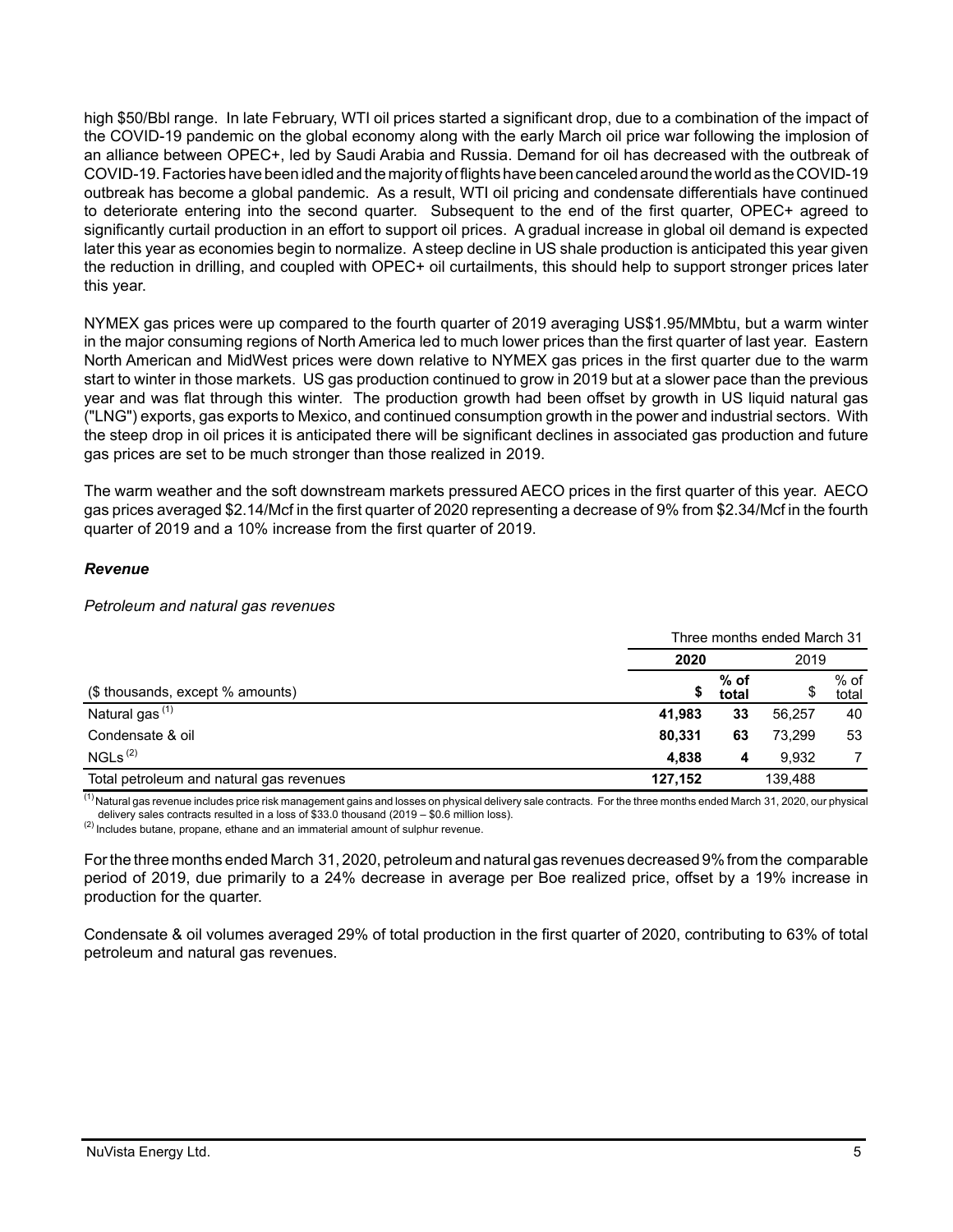high $50/Bbl range. In late February, WTI oil prices started a significant drop, due to a combination of the impact of the COVID-19 pandemic on the global economy along with the early March oil price war following the implosion of an alliance between OPEC+, led by Saudi Arabia and Russia. Demand for oil has decreased with the outbreak of COVID-19. Factories have been idled and the majority of flights have been canceled around the world as the COVID-19 outbreak has become a global pandemic. As a result, WTI oil pricing and condensate differentials have continued to deteriorate entering into the second quarter. Subsequent to the end of the first quarter, OPEC+ agreed to significantly curtail production in an effort to support oil prices. A gradual increase in global oil demand is expected later this year as economies begin to normalize. A steep decline in US shale production is anticipated this year given the reduction in drilling, and coupled with OPEC+ oil curtailments, this should help to support stronger prices later this year.

NYMEX gas prices were up compared to the fourth quarter of 2019 averaging US$1.95/MMbtu, but a warm winter in the major consuming regions of North America led to much lower prices than the first quarter of last year. Eastern North American and MidWest prices were down relative to NYMEX gas prices in the first quarter due to the warm start to winter in those markets. US gas production continued to grow in 2019 but at a slower pace than the previous year and was flat through this winter. The production growth had been offset by growth in US liquid natural gas ("LNG") exports, gas exports to Mexico, and continued consumption growth in the power and industrial sectors. With the steep drop in oil prices it is anticipated there will be significant declines in associated gas production and future gas prices are set to be much stronger than those realized in 2019.

The warm weather and the soft downstream markets pressured AECO prices in the first quarter of this year. AECO gas prices averaged $2.14/Mcf in the first quarter of 2020 representing a decrease of 9% from $2.34/Mcf in the fourth quarter of 2019 and a 10% increase from the first quarter of 2019.

### *Revenue*

*Petroleum and natural gas revenues*

| | Three months ended March 31 | | | |
|---|---|---|---|---|
| | **2020** | | 2019 | |
| ($ thousands, except % amounts) | **$** | **% of total** | $ | % of total |
| Natural gas [(1)] | **41,983** | **33** | 56,257 | 40 |
| Condensate & oil | **80,331** | **63** | 73,299 | 53 |
| NGLs [(2)] | **4,838** | **4** | 9,932 | 7 |
| Total petroleum and natural gas revenues | **127,152** | | 139,488 | |

(1) Natural gas revenue includes price risk management gains and losses on physical delivery sale contracts. For the three months ended March 31, 2020, our physical delivery sales contracts resulted in a loss of $33.0 thousand (2019 – $0.6 million loss).

(2) Includes butane, propane, ethane and an immaterial amount of sulphur revenue.

For the three months ended March 31, 2020, petroleum and natural gas revenues decreased 9% from the comparable period of 2019, due primarily to a 24% decrease in average per Boe realized price, offset by a 19% increase in production for the quarter.

Condensate & oil volumes averaged 29% of total production in the first quarter of 2020, contributing to 63% of total petroleum and natural gas revenues.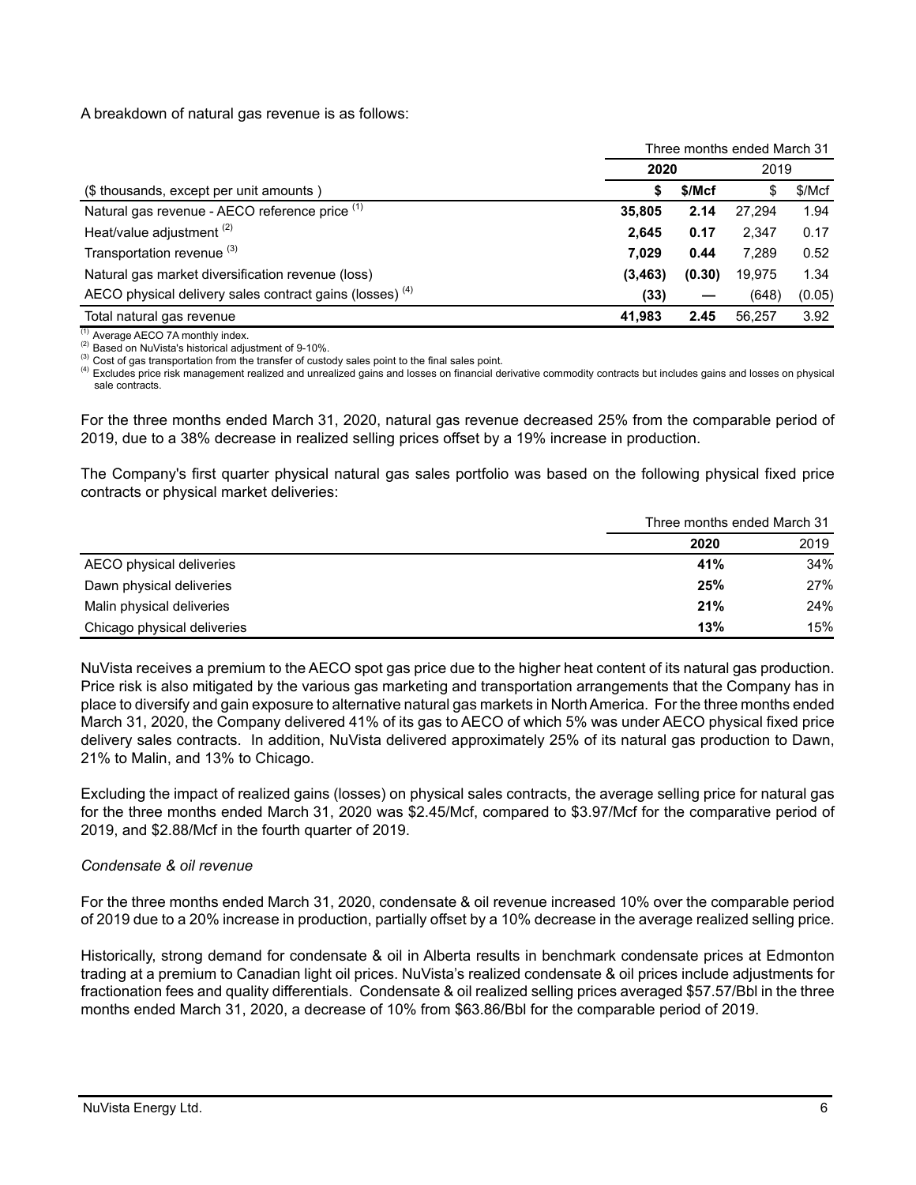A breakdown of natural gas revenue is as follows:

| | Three months ended March 31 | | | |
|---|---|---|---|---|
| | **2020** | | 2019 | |
| ($ thousands, except per unit amounts ) | **$** | **$/Mcf** | $ | $/Mcf |
| Natural gas revenue - AECO reference price [(1)] | **35,805** | **2.14** | 27,294 | 1.94 |
| Heat/value adjustment [(2)] | **2,645** | **0.17** | 2,347 | 0.17 |
| Transportation revenue [(3)] | **7,029** | **0.44** | 7,289 | 0.52 |
| Natural gas market diversification revenue (loss) | **(3,463)** | **(0.30)** | 19,975 | 1.34 |
| AECO physical delivery sales contract gains (losses) [(4)] | **(33)** | **—** | (648) | (0.05) |
| Total natural gas revenue | **41,983** | **2.45** | 56,257 | 3.92 |

[(1)] Average AECO 7A monthly index.
[(2)] Based on NuVista's historical adjustment of 9-10%.
[(3)] Cost of gas transportation from the transfer of custody sales point to the final sales point.
[(4)] Excludes price risk management realized and unrealized gains and losses on financial derivative commodity contracts but includes gains and losses on physical sale contracts.

For the three months ended March 31, 2020, natural gas revenue decreased 25% from the comparable period of 2019, due to a 38% decrease in realized selling prices offset by a 19% increase in production.

The Company's first quarter physical natural gas sales portfolio was based on the following physical fixed price contracts or physical market deliveries:

| | Three months ended March 31 | |
|---|---|---|
| | **2020** | 2019 |
| AECO physical deliveries | **41%** | 34% |
| Dawn physical deliveries | **25%** | 27% |
| Malin physical deliveries | **21%** | 24% |
| Chicago physical deliveries | **13%** | 15% |

NuVista receives a premium to the AECO spot gas price due to the higher heat content of its natural gas production. Price risk is also mitigated by the various gas marketing and transportation arrangements that the Company has in place to diversify and gain exposure to alternative natural gas markets in North America. For the three months ended March 31, 2020, the Company delivered 41% of its gas to AECO of which 5% was under AECO physical fixed price delivery sales contracts. In addition, NuVista delivered approximately 25% of its natural gas production to Dawn, 21% to Malin, and 13% to Chicago.

Excluding the impact of realized gains (losses) on physical sales contracts, the average selling price for natural gas for the three months ended March 31, 2020 was $2.45/Mcf, compared to $3.97/Mcf for the comparative period of 2019, and $2.88/Mcf in the fourth quarter of 2019.

*Condensate & oil revenue*

For the three months ended March 31, 2020, condensate & oil revenue increased 10% over the comparable period of 2019 due to a 20% increase in production, partially offset by a 10% decrease in the average realized selling price.

Historically, strong demand for condensate & oil in Alberta results in benchmark condensate prices at Edmonton trading at a premium to Canadian light oil prices. NuVista's realized condensate & oil prices include adjustments for fractionation fees and quality differentials. Condensate & oil realized selling prices averaged $57.57/Bbl in the three months ended March 31, 2020, a decrease of 10% from $63.86/Bbl for the comparable period of 2019.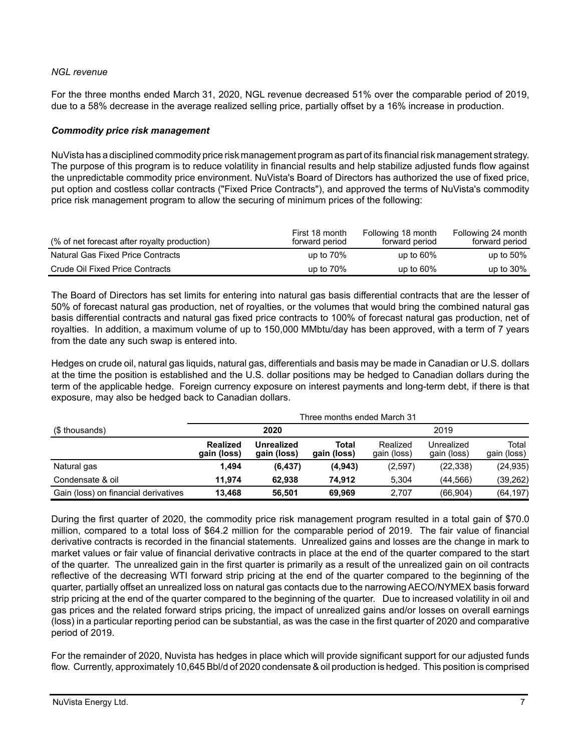*NGL revenue*

For the three months ended March 31, 2020, NGL revenue decreased 51% over the comparable period of 2019, due to a 58% decrease in the average realized selling price, partially offset by a 16% increase in production.

***Commodity price risk management***

NuVista has a disciplined commodity price risk management program as part of its financial risk management strategy. The purpose of this program is to reduce volatility in financial results and help stabilize adjusted funds flow against the unpredictable commodity price environment. NuVista's Board of Directors has authorized the use of fixed price, put option and costless collar contracts ("Fixed Price Contracts"), and approved the terms of NuVista's commodity price risk management program to allow the securing of minimum prices of the following:

| (% of net forecast after royalty production) | First 18 month forward period | Following 18 month forward period | Following 24 month forward period |
|---|---|---|---|
| Natural Gas Fixed Price Contracts | up to 70% | up to 60% | up to 50% |
| Crude Oil Fixed Price Contracts | up to 70% | up to 60% | up to 30% |

The Board of Directors has set limits for entering into natural gas basis differential contracts that are the lesser of 50% of forecast natural gas production, net of royalties, or the volumes that would bring the combined natural gas basis differential contracts and natural gas fixed price contracts to 100% of forecast natural gas production, net of royalties. In addition, a maximum volume of up to 150,000 MMbtu/day has been approved, with a term of 7 years from the date any such swap is entered into.

Hedges on crude oil, natural gas liquids, natural gas, differentials and basis may be made in Canadian or U.S. dollars at the time the position is established and the U.S. dollar positions may be hedged to Canadian dollars during the term of the applicable hedge. Foreign currency exposure on interest payments and long-term debt, if there is that exposure, may also be hedged back to Canadian dollars.

| | Three months ended March 31 | | | | | |
|---|---|---|---|---|---|---|
| ($ thousands) | **2020** | | | 2019 | | |
| | **Realized gain (loss)** | **Unrealized gain (loss)** | **Total gain (loss)** | Realized gain (loss) | Unrealized gain (loss) | Total gain (loss) |
| Natural gas | **1,494** | **(6,437)** | **(4,943)** | (2,597) | (22,338) | (24,935) |
| Condensate & oil | **11,974** | **62,938** | **74,912** | 5,304 | (44,566) | (39,262) |
| Gain (loss) on financial derivatives | **13,468** | **56,501** | **69,969** | 2,707 | (66,904) | (64,197) |

During the first quarter of 2020, the commodity price risk management program resulted in a total gain of $70.0 million, compared to a total loss of $64.2 million for the comparable period of 2019. The fair value of financial derivative contracts is recorded in the financial statements. Unrealized gains and losses are the change in mark to market values or fair value of financial derivative contracts in place at the end of the quarter compared to the start of the quarter. The unrealized gain in the first quarter is primarily as a result of the unrealized gain on oil contracts reflective of the decreasing WTI forward strip pricing at the end of the quarter compared to the beginning of the quarter, partially offset an unrealized loss on natural gas contacts due to the narrowing AECO/NYMEX basis forward strip pricing at the end of the quarter compared to the beginning of the quarter. Due to increased volatility in oil and gas prices and the related forward strips pricing, the impact of unrealized gains and/or losses on overall earnings (loss) in a particular reporting period can be substantial, as was the case in the first quarter of 2020 and comparative period of 2019.

For the remainder of 2020, Nuvista has hedges in place which will provide significant support for our adjusted funds flow. Currently, approximately 10,645 Bbl/d of 2020 condensate & oil production is hedged. This position is comprised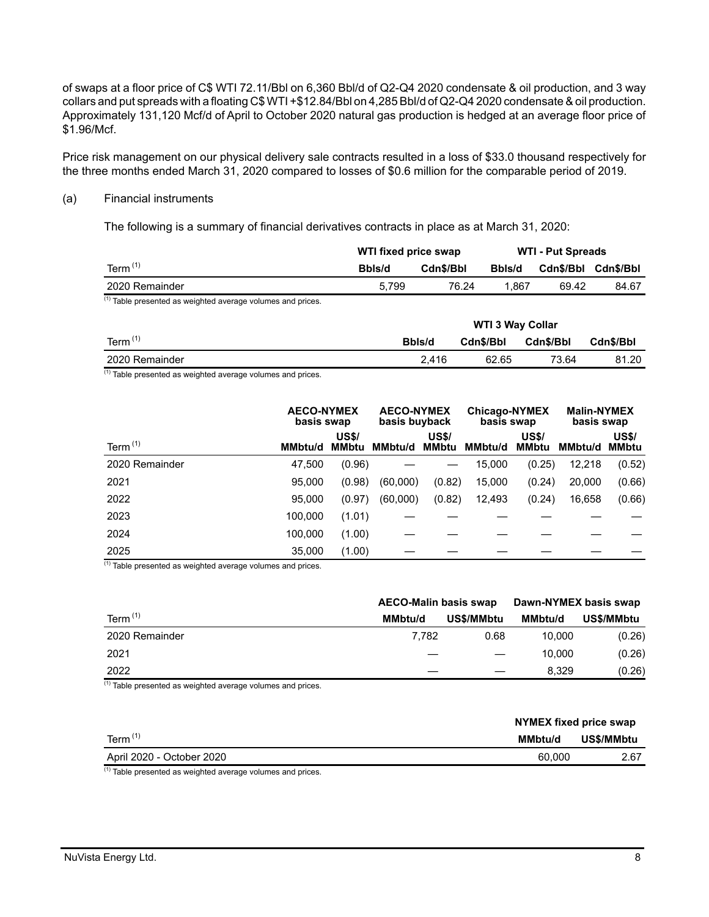of swaps at a floor price of C$ WTI 72.11/Bbl on 6,360 Bbl/d of Q2-Q4 2020 condensate & oil production, and 3 way collars and put spreads with a floating C$ WTI +$12.84/Bbl on 4,285 Bbl/d of Q2-Q4 2020 condensate & oil production. Approximately 131,120 Mcf/d of April to October 2020 natural gas production is hedged at an average floor price of $1.96/Mcf.

Price risk management on our physical delivery sale contracts resulted in a loss of $33.0 thousand respectively for the three months ended March 31, 2020 compared to losses of $0.6 million for the comparable period of 2019.

(a) Financial instruments

The following is a summary of financial derivatives contracts in place as at March 31, 2020:

| | WTI fixed price swap | | WTI - Put Spreads | | |
|---|---|---|---|---|---|
| Term [1] | Bbls/d | Cdn$/Bbl | Bbls/d | Cdn$/Bbl | Cdn$/Bbl |
| 2020 Remainder | 5,799 | 76.24 | 1,867 | 69.42 | 84.67 |

[1] Table presented as weighted average volumes and prices.

| | WTI 3 Way Collar | | | |
|---|---|---|---|---|
| Term [1] | Bbls/d | Cdn$/Bbl | Cdn$/Bbl | Cdn$/Bbl |
| 2020 Remainder | 2,416 | 62.65 | 73.64 | 81.20 |

[1] Table presented as weighted average volumes and prices.

| | AECO-NYMEX basis swap | | AECO-NYMEX basis buyback | | Chicago-NYMEX basis swap | | Malin-NYMEX basis swap | |
|---|---|---|---|---|---|---|---|---|
| Term [1] | MMbtu/d | US$/MMbtu | MMbtu/d | US$/MMbtu | MMbtu/d | US$/MMbtu | MMbtu/d | US$/MMbtu |
| 2020 Remainder | 47,500 | (0.96) | — | — | 15,000 | (0.25) | 12,218 | (0.52) |
| 2021 | 95,000 | (0.98) | (60,000) | (0.82) | 15,000 | (0.24) | 20,000 | (0.66) |
| 2022 | 95,000 | (0.97) | (60,000) | (0.82) | 12,493 | (0.24) | 16,658 | (0.66) |
| 2023 | 100,000 | (1.01) | — | — | — | — | — | — |
| 2024 | 100,000 | (1.00) | — | — | — | — | — | — |
| 2025 | 35,000 | (1.00) | — | — | — | — | — | — |

[1] Table presented as weighted average volumes and prices.

| | AECO-Malin basis swap | | Dawn-NYMEX basis swap | |
|---|---|---|---|---|
| Term [1] | MMbtu/d | US$/MMbtu | MMbtu/d | US$/MMbtu |
| 2020 Remainder | 7,782 | 0.68 | 10,000 | (0.26) |
| 2021 | — | — | 10,000 | (0.26) |
| 2022 | — | — | 8,329 | (0.26) |

[1] Table presented as weighted average volumes and prices.

| | NYMEX fixed price swap | |
|---|---|---|
| Term [1] | MMbtu/d | US$/MMbtu |
| April 2020 - October 2020 | 60,000 | 2.67 |

[1] Table presented as weighted average volumes and prices.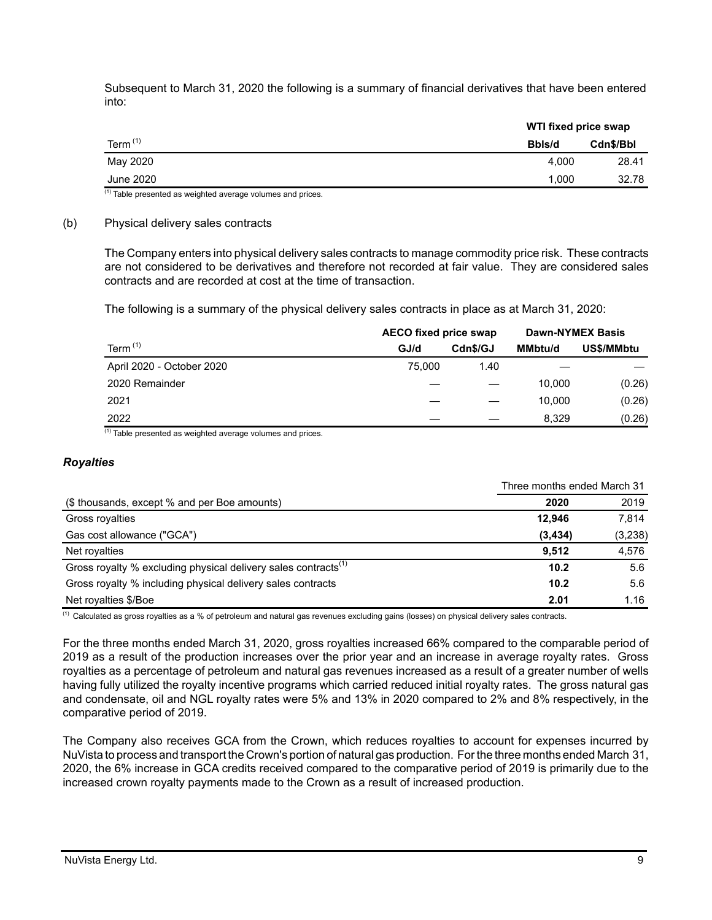Subsequent to March 31, 2020 the following is a summary of financial derivatives that have been entered into:

| | WTI fixed price swap | |
|---|---|---|
| Term [(1)] | Bbls/d | Cdn$/Bbl |
| May 2020 | 4,000 | 28.41 |
| June 2020 | 1,000 | 32.78 |

(1) Table presented as weighted average volumes and prices.

(b) Physical delivery sales contracts

The Company enters into physical delivery sales contracts to manage commodity price risk. These contracts are not considered to be derivatives and therefore not recorded at fair value. They are considered sales contracts and are recorded at cost at the time of transaction.

The following is a summary of the physical delivery sales contracts in place as at March 31, 2020:

| | AECO fixed price swap | | Dawn-NYMEX Basis | |
|---|---|---|---|---|
| Term [(1)] | GJ/d | Cdn$/GJ | MMbtu/d | US$/MMbtu |
| April 2020 - October 2020 | 75,000 | 1.40 | — | — |
| 2020 Remainder | — | — | 10,000 | (0.26) |
| 2021 | — | — | 10,000 | (0.26) |
| 2022 | — | — | 8,329 | (0.26) |

(1) Table presented as weighted average volumes and prices.

### *Royalties*

| | Three months ended March 31 | |
|---|---|---|
| ($ thousands, except % and per Boe amounts) | **2020** | 2019 |
| Gross royalties | **12,946** | 7,814 |
| Gas cost allowance ("GCA") | **(3,434)** | (3,238) |
| Net royalties | **9,512** | 4,576 |
| Gross royalty % excluding physical delivery sales contracts[(1)] | **10.2** | 5.6 |
| Gross royalty % including physical delivery sales contracts | **10.2** | 5.6 |
| Net royalties $/Boe | **2.01** | 1.16 |

(1) Calculated as gross royalties as a % of petroleum and natural gas revenues excluding gains (losses) on physical delivery sales contracts.

For the three months ended March 31, 2020, gross royalties increased 66% compared to the comparable period of 2019 as a result of the production increases over the prior year and an increase in average royalty rates. Gross royalties as a percentage of petroleum and natural gas revenues increased as a result of a greater number of wells having fully utilized the royalty incentive programs which carried reduced initial royalty rates. The gross natural gas and condensate, oil and NGL royalty rates were 5% and 13% in 2020 compared to 2% and 8% respectively, in the comparative period of 2019.

The Company also receives GCA from the Crown, which reduces royalties to account for expenses incurred by NuVista to process and transport the Crown's portion of natural gas production. For the three months ended March 31, 2020, the 6% increase in GCA credits received compared to the comparative period of 2019 is primarily due to the increased crown royalty payments made to the Crown as a result of increased production.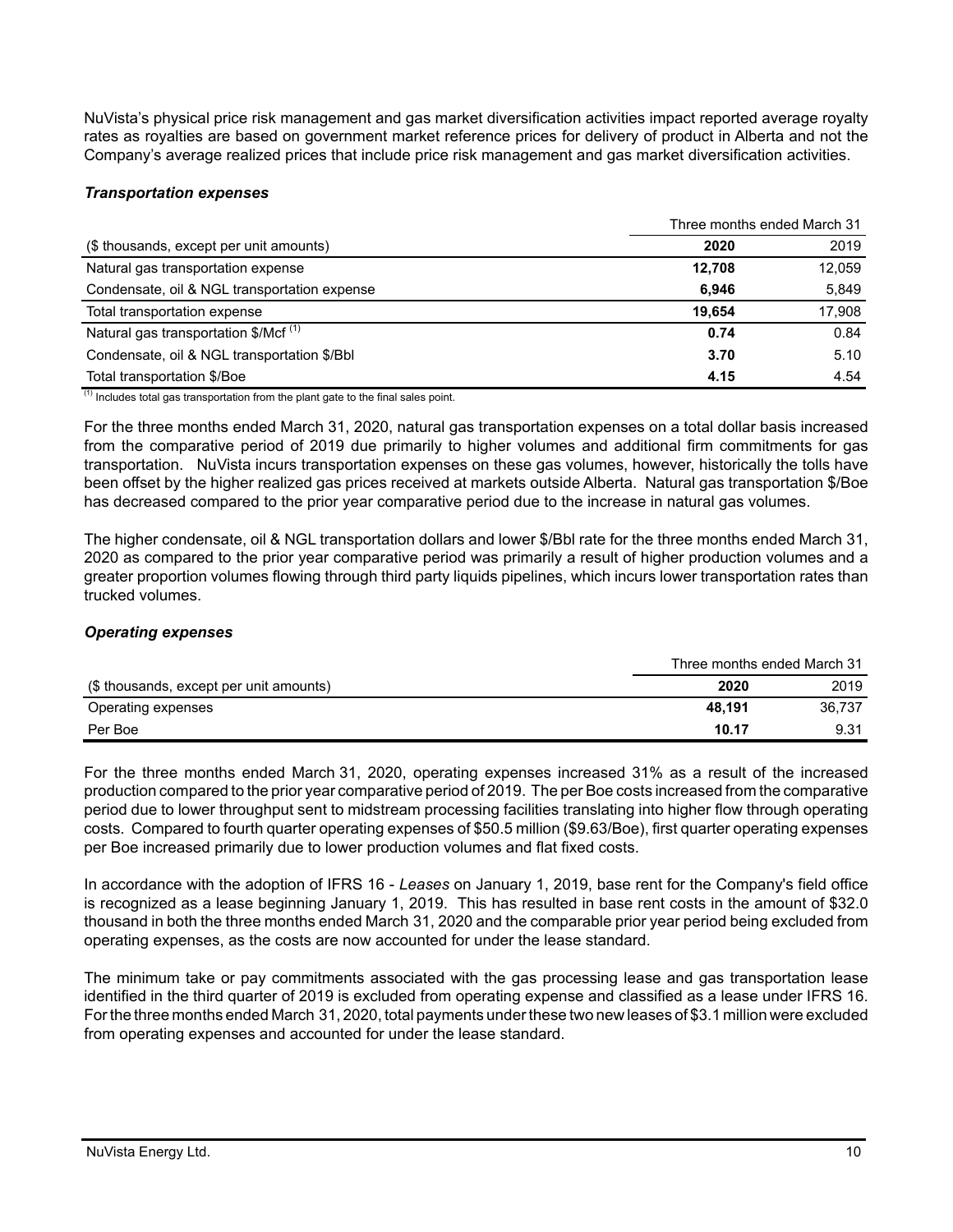NuVista's physical price risk management and gas market diversification activities impact reported average royalty rates as royalties are based on government market reference prices for delivery of product in Alberta and not the Company's average realized prices that include price risk management and gas market diversification activities.

***Transportation expenses***

| | Three months ended March 31 | |
|---|---|---|
| ($ thousands, except per unit amounts) | **2020** | 2019 |
| Natural gas transportation expense | **12,708** | 12,059 |
| Condensate, oil & NGL transportation expense | **6,946** | 5,849 |
| Total transportation expense | **19,654** | 17,908 |
| Natural gas transportation $/Mcf [(1)] | **0.74** | 0.84 |
| Condensate, oil & NGL transportation $/Bbl | **3.70** | 5.10 |
| Total transportation $/Boe | **4.15** | 4.54 |

(1) Includes total gas transportation from the plant gate to the final sales point.

For the three months ended March 31, 2020, natural gas transportation expenses on a total dollar basis increased from the comparative period of 2019 due primarily to higher volumes and additional firm commitments for gas transportation. NuVista incurs transportation expenses on these gas volumes, however, historically the tolls have been offset by the higher realized gas prices received at markets outside Alberta. Natural gas transportation $/Boe has decreased compared to the prior year comparative period due to the increase in natural gas volumes.

The higher condensate, oil & NGL transportation dollars and lower $/Bbl rate for the three months ended March 31, 2020 as compared to the prior year comparative period was primarily a result of higher production volumes and a greater proportion volumes flowing through third party liquids pipelines, which incurs lower transportation rates than trucked volumes.

***Operating expenses***

| | Three months ended March 31 | |
|---|---|---|
| ($ thousands, except per unit amounts) | **2020** | 2019 |
| Operating expenses | **48,191** | 36,737 |
| Per Boe | **10.17** | 9.31 |

For the three months ended March 31, 2020, operating expenses increased 31% as a result of the increased production compared to the prior year comparative period of 2019. The per Boe costs increased from the comparative period due to lower throughput sent to midstream processing facilities translating into higher flow through operating costs. Compared to fourth quarter operating expenses of $50.5 million ($9.63/Boe), first quarter operating expenses per Boe increased primarily due to lower production volumes and flat fixed costs.

In accordance with the adoption of IFRS 16 - *Leases* on January 1, 2019, base rent for the Company's field office is recognized as a lease beginning January 1, 2019. This has resulted in base rent costs in the amount of $32.0 thousand in both the three months ended March 31, 2020 and the comparable prior year period being excluded from operating expenses, as the costs are now accounted for under the lease standard.

The minimum take or pay commitments associated with the gas processing lease and gas transportation lease identified in the third quarter of 2019 is excluded from operating expense and classified as a lease under IFRS 16. For the three months ended March 31, 2020, total payments under these two new leases of $3.1 million were excluded from operating expenses and accounted for under the lease standard.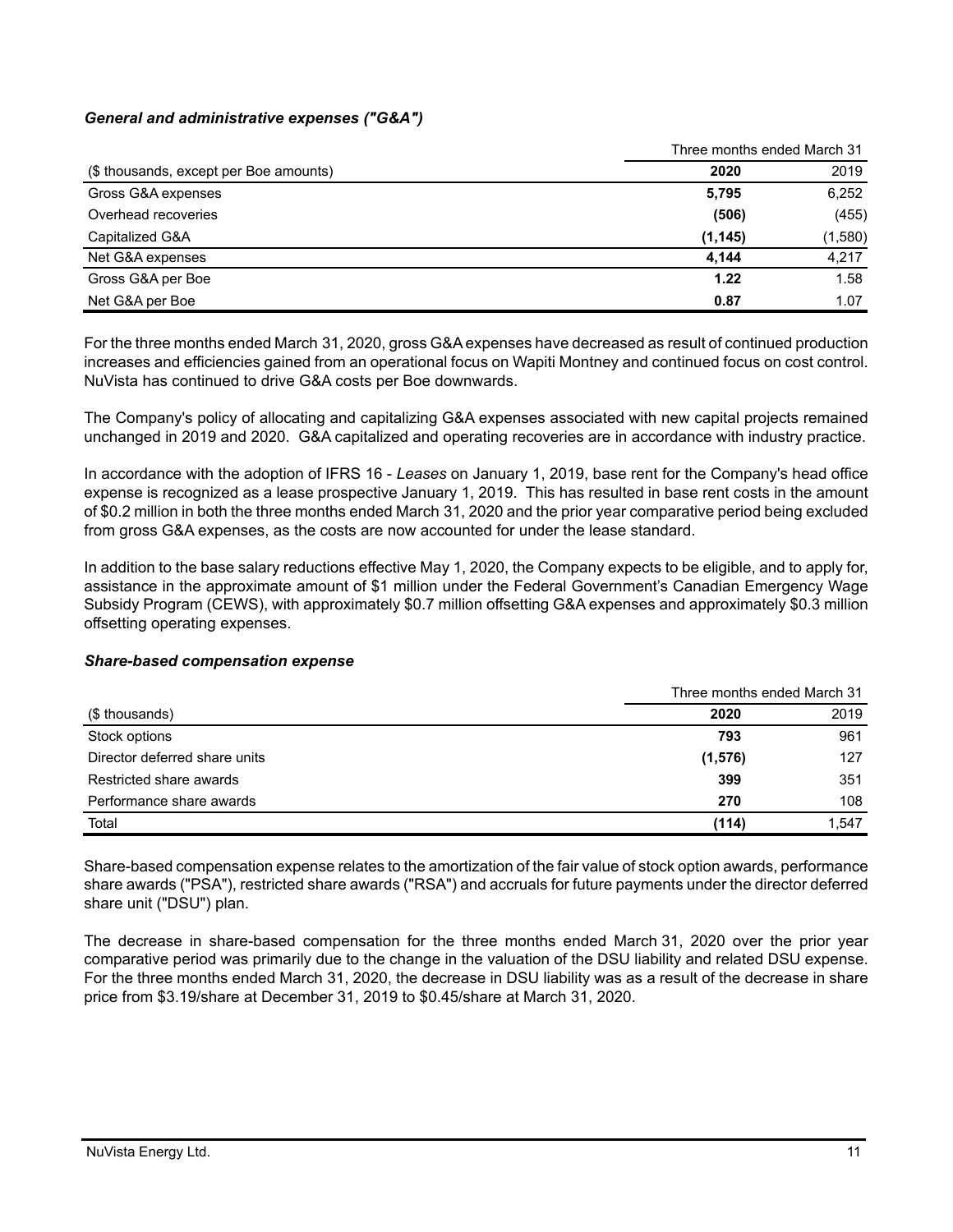### *General and administrative expenses ("G&A")*

| | Three months ended March 31 | |
|---|---|---|
| ($ thousands, except per Boe amounts) | **2020** | 2019 |
| Gross G&A expenses | **5,795** | 6,252 |
| Overhead recoveries | **(506)** | (455) |
| Capitalized G&A | **(1,145)** | (1,580) |
| Net G&A expenses | **4,144** | 4,217 |
| Gross G&A per Boe | **1.22** | 1.58 |
| Net G&A per Boe | **0.87** | 1.07 |

For the three months ended March 31, 2020, gross G&A expenses have decreased as result of continued production increases and efficiencies gained from an operational focus on Wapiti Montney and continued focus on cost control. NuVista has continued to drive G&A costs per Boe downwards.

The Company's policy of allocating and capitalizing G&A expenses associated with new capital projects remained unchanged in 2019 and 2020. G&A capitalized and operating recoveries are in accordance with industry practice.

In accordance with the adoption of IFRS 16 - *Leases* on January 1, 2019, base rent for the Company's head office expense is recognized as a lease prospective January 1, 2019. This has resulted in base rent costs in the amount of $0.2 million in both the three months ended March 31, 2020 and the prior year comparative period being excluded from gross G&A expenses, as the costs are now accounted for under the lease standard.

In addition to the base salary reductions effective May 1, 2020, the Company expects to be eligible, and to apply for, assistance in the approximate amount of $1 million under the Federal Government's Canadian Emergency Wage Subsidy Program (CEWS), with approximately $0.7 million offsetting G&A expenses and approximately $0.3 million offsetting operating expenses.

### *Share-based compensation expense*

| | Three months ended March 31 | |
|---|---|---|
| ($ thousands) | **2020** | 2019 |
| Stock options | **793** | 961 |
| Director deferred share units | **(1,576)** | 127 |
| Restricted share awards | **399** | 351 |
| Performance share awards | **270** | 108 |
| Total | **(114)** | 1,547 |

Share-based compensation expense relates to the amortization of the fair value of stock option awards, performance share awards ("PSA"), restricted share awards ("RSA") and accruals for future payments under the director deferred share unit ("DSU") plan.

The decrease in share-based compensation for the three months ended March 31, 2020 over the prior year comparative period was primarily due to the change in the valuation of the DSU liability and related DSU expense. For the three months ended March 31, 2020, the decrease in DSU liability was as a result of the decrease in share price from $3.19/share at December 31, 2019 to $0.45/share at March 31, 2020.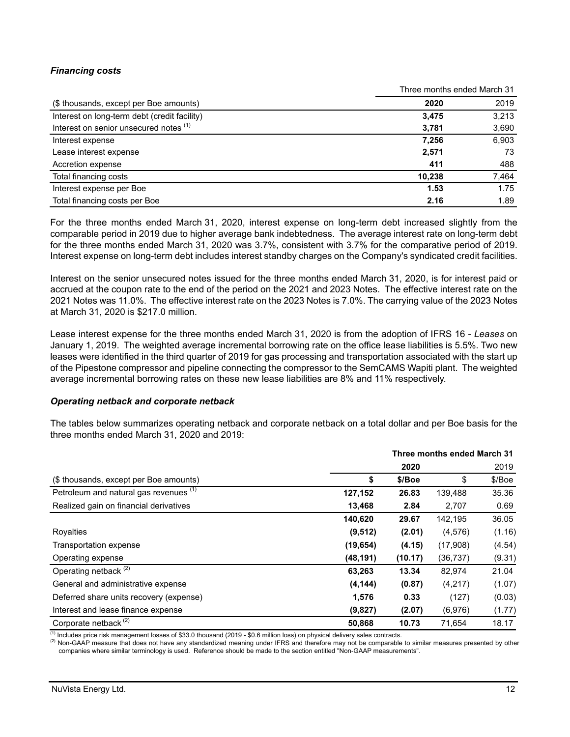### *Financing costs*

| | Three months ended March 31 | |
|---|---|---|
| ($ thousands, except per Boe amounts) | **2020** | 2019 |
| Interest on long-term debt (credit facility) | **3,475** | 3,213 |
| Interest on senior unsecured notes [(1)] | **3,781** | 3,690 |
| Interest expense | **7,256** | 6,903 |
| Lease interest expense | **2,571** | 73 |
| Accretion expense | **411** | 488 |
| Total financing costs | **10,238** | 7,464 |
| Interest expense per Boe | **1.53** | 1.75 |
| Total financing costs per Boe | **2.16** | 1.89 |

For the three months ended March 31, 2020, interest expense on long-term debt increased slightly from the comparable period in 2019 due to higher average bank indebtedness. The average interest rate on long-term debt for the three months ended March 31, 2020 was 3.7%, consistent with 3.7% for the comparative period of 2019. Interest expense on long-term debt includes interest standby charges on the Company's syndicated credit facilities.

Interest on the senior unsecured notes issued for the three months ended March 31, 2020, is for interest paid or accrued at the coupon rate to the end of the period on the 2021 and 2023 Notes. The effective interest rate on the 2021 Notes was 11.0%. The effective interest rate on the 2023 Notes is 7.0%. The carrying value of the 2023 Notes at March 31, 2020 is $217.0 million.

Lease interest expense for the three months ended March 31, 2020 is from the adoption of IFRS 16 - *Leases* on January 1, 2019. The weighted average incremental borrowing rate on the office lease liabilities is 5.5%. Two new leases were identified in the third quarter of 2019 for gas processing and transportation associated with the start up of the Pipestone compressor and pipeline connecting the compressor to the SemCAMS Wapiti plant. The weighted average incremental borrowing rates on these new lease liabilities are 8% and 11% respectively.

### *Operating netback and corporate netback*

The tables below summarizes operating netback and corporate netback on a total dollar and per Boe basis for the three months ended March 31, 2020 and 2019:

| | **Three months ended March 31** | | | |
|---|---|---|---|---|
| | **2020** | | 2019 | |
| ($ thousands, except per Boe amounts) | **$** | **$/Boe** | $ | $/Boe |
| Petroleum and natural gas revenues [(1)] | **127,152** | **26.83** | 139,488 | 35.36 |
| Realized gain on financial derivatives | **13,468** | **2.84** | 2,707 | 0.69 |
| | **140,620** | **29.67** | 142,195 | 36.05 |
| Royalties | **(9,512)** | **(2.01)** | (4,576) | (1.16) |
| Transportation expense | **(19,654)** | **(4.15)** | (17,908) | (4.54) |
| Operating expense | **(48,191)** | **(10.17)** | (36,737) | (9.31) |
| Operating netback [(2)] | **63,263** | **13.34** | 82,974 | 21.04 |
| General and administrative expense | **(4,144)** | **(0.87)** | (4,217) | (1.07) |
| Deferred share units recovery (expense) | **1,576** | **0.33** | (127) | (0.03) |
| Interest and lease finance expense | **(9,827)** | **(2.07)** | (6,976) | (1.77) |
| Corporate netback [(2)] | **50,868** | **10.73** | 71,654 | 18.17 |

[(1)] Includes price risk management losses of $33.0 thousand (2019 - $0.6 million loss) on physical delivery sales contracts.

[(2)] Non-GAAP measure that does not have any standardized meaning under IFRS and therefore may not be comparable to similar measures presented by other companies where similar terminology is used. Reference should be made to the section entitled "Non-GAAP measurements".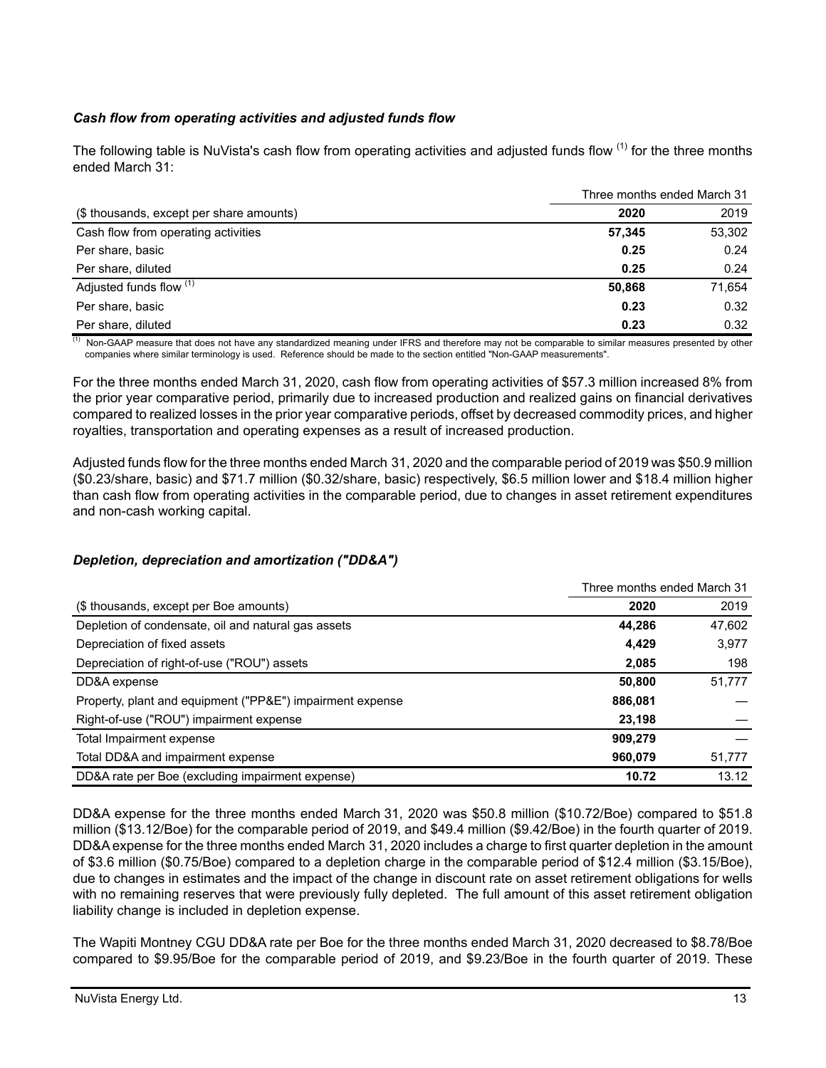### *Cash flow from operating activities and adjusted funds flow*

The following table is NuVista's cash flow from operating activities and adjusted funds flow [(1)] for the three months ended March 31:

| | Three months ended March 31 | |
|---|---|---|
| ($ thousands, except per share amounts) | **2020** | 2019 |
| Cash flow from operating activities | **57,345** | 53,302 |
| Per share, basic | **0.25** | 0.24 |
| Per share, diluted | **0.25** | 0.24 |
| Adjusted funds flow [(1)] | **50,868** | 71,654 |
| Per share, basic | **0.23** | 0.32 |
| Per share, diluted | **0.23** | 0.32 |

[(1)] Non-GAAP measure that does not have any standardized meaning under IFRS and therefore may not be comparable to similar measures presented by other companies where similar terminology is used. Reference should be made to the section entitled "Non-GAAP measurements".

For the three months ended March 31, 2020, cash flow from operating activities of $57.3 million increased 8% from the prior year comparative period, primarily due to increased production and realized gains on financial derivatives compared to realized losses in the prior year comparative periods, offset by decreased commodity prices, and higher royalties, transportation and operating expenses as a result of increased production.

Adjusted funds flow for the three months ended March 31, 2020 and the comparable period of 2019 was $50.9 million ($0.23/share, basic) and $71.7 million ($0.32/share, basic) respectively, $6.5 million lower and $18.4 million higher than cash flow from operating activities in the comparable period, due to changes in asset retirement expenditures and non-cash working capital.

### *Depletion, depreciation and amortization ("DD&A")*

| | Three months ended March 31 | |
|---|---|---|
| ($ thousands, except per Boe amounts) | **2020** | 2019 |
| Depletion of condensate, oil and natural gas assets | **44,286** | 47,602 |
| Depreciation of fixed assets | **4,429** | 3,977 |
| Depreciation of right-of-use ("ROU") assets | **2,085** | 198 |
| DD&A expense | **50,800** | 51,777 |
| Property, plant and equipment ("PP&E") impairment expense | **886,081** | — |
| Right-of-use ("ROU") impairment expense | **23,198** | — |
| Total Impairment expense | **909,279** | — |
| Total DD&A and impairment expense | **960,079** | 51,777 |
| DD&A rate per Boe (excluding impairment expense) | **10.72** | 13.12 |

DD&A expense for the three months ended March 31, 2020 was $50.8 million ($10.72/Boe) compared to $51.8 million ($13.12/Boe) for the comparable period of 2019, and $49.4 million ($9.42/Boe) in the fourth quarter of 2019. DD&A expense for the three months ended March 31, 2020 includes a charge to first quarter depletion in the amount of $3.6 million ($0.75/Boe) compared to a depletion charge in the comparable period of $12.4 million ($3.15/Boe), due to changes in estimates and the impact of the change in discount rate on asset retirement obligations for wells with no remaining reserves that were previously fully depleted. The full amount of this asset retirement obligation liability change is included in depletion expense.

The Wapiti Montney CGU DD&A rate per Boe for the three months ended March 31, 2020 decreased to $8.78/Boe compared to $9.95/Boe for the comparable period of 2019, and $9.23/Boe in the fourth quarter of 2019. These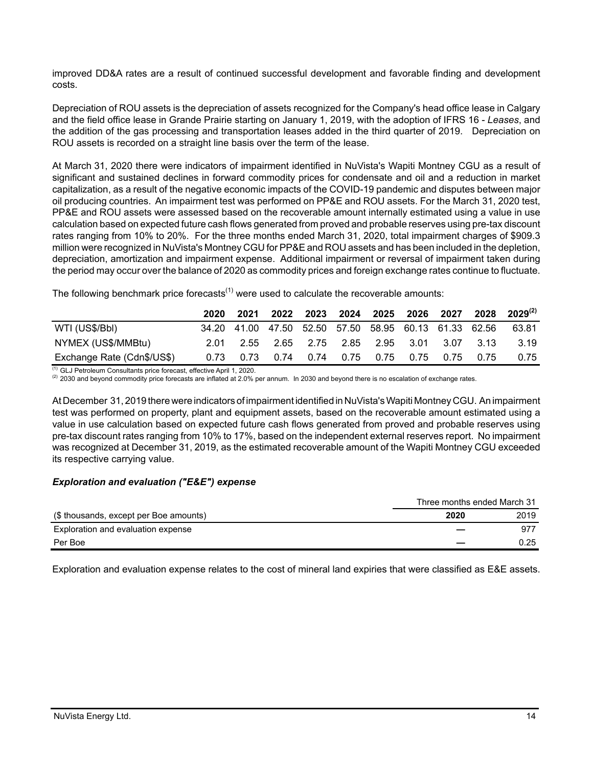improved DD&A rates are a result of continued successful development and favorable finding and development costs.

Depreciation of ROU assets is the depreciation of assets recognized for the Company's head office lease in Calgary and the field office lease in Grande Prairie starting on January 1, 2019, with the adoption of IFRS 16 - *Leases*, and the addition of the gas processing and transportation leases added in the third quarter of 2019. Depreciation on ROU assets is recorded on a straight line basis over the term of the lease.

At March 31, 2020 there were indicators of impairment identified in NuVista's Wapiti Montney CGU as a result of significant and sustained declines in forward commodity prices for condensate and oil and a reduction in market capitalization, as a result of the negative economic impacts of the COVID-19 pandemic and disputes between major oil producing countries. An impairment test was performed on PP&E and ROU assets. For the March 31, 2020 test, PP&E and ROU assets were assessed based on the recoverable amount internally estimated using a value in use calculation based on expected future cash flows generated from proved and probable reserves using pre-tax discount rates ranging from 10% to 20%. For the three months ended March 31, 2020, total impairment charges of $909.3 million were recognized in NuVista's Montney CGU for PP&E and ROU assets and has been included in the depletion, depreciation, amortization and impairment expense. Additional impairment or reversal of impairment taken during the period may occur over the balance of 2020 as commodity prices and foreign exchange rates continue to fluctuate.

The following benchmark price forecasts[1] were used to calculate the recoverable amounts:

| | 2020 | 2021 | 2022 | 2023 | 2024 | 2025 | 2026 | 2027 | 2028 | 2029[2] |
|---|---|---|---|---|---|---|---|---|---|---|
| WTI (US$/Bbl) | 34.20 | 41.00 | 47.50 | 52.50 | 57.50 | 58.95 | 60.13 | 61.33 | 62.56 | 63.81 |
| NYMEX (US$/MMBtu) | 2.01 | 2.55 | 2.65 | 2.75 | 2.85 | 2.95 | 3.01 | 3.07 | 3.13 | 3.19 |
| Exchange Rate (Cdn$/US$) | 0.73 | 0.73 | 0.74 | 0.74 | 0.75 | 0.75 | 0.75 | 0.75 | 0.75 | 0.75 |

[1] GLJ Petroleum Consultants price forecast, effective April 1, 2020.
[2] 2030 and beyond commodity price forecasts are inflated at 2.0% per annum. In 2030 and beyond there is no escalation of exchange rates.

At December 31, 2019 there were indicators of impairment identified in NuVista's Wapiti Montney CGU. An impairment test was performed on property, plant and equipment assets, based on the recoverable amount estimated using a value in use calculation based on expected future cash flows generated from proved and probable reserves using pre-tax discount rates ranging from 10% to 17%, based on the independent external reserves report. No impairment was recognized at December 31, 2019, as the estimated recoverable amount of the Wapiti Montney CGU exceeded its respective carrying value.

### *Exploration and evaluation ("E&E") expense*

| | Three months ended March 31 | |
|---|---|---|
| ($ thousands, except per Boe amounts) | **2020** | 2019 |
| Exploration and evaluation expense | **—** | 977 |
| Per Boe | **—** | 0.25 |

Exploration and evaluation expense relates to the cost of mineral land expiries that were classified as E&E assets.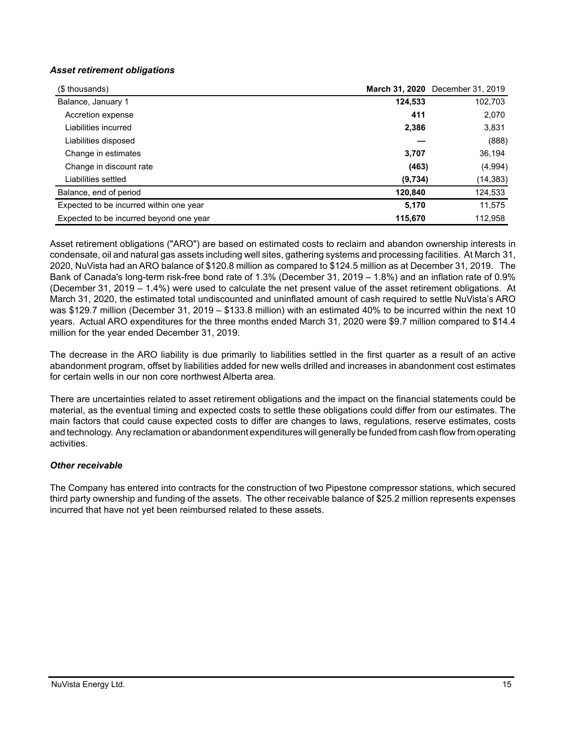### *Asset retirement obligations*

| ($ thousands) | **March 31, 2020** | December 31, 2019 |
|---|---|---|
| Balance, January 1 | **124,533** | 102,703 |
| Accretion expense | **411** | 2,070 |
| Liabilities incurred | **2,386** | 3,831 |
| Liabilities disposed | **—** | (888) |
| Change in estimates | **3,707** | 36,194 |
| Change in discount rate | **(463)** | (4,994) |
| Liabilities settled | **(9,734)** | (14,383) |
| Balance, end of period | **120,840** | 124,533 |
| Expected to be incurred within one year | **5,170** | 11,575 |
| Expected to be incurred beyond one year | **115,670** | 112,958 |

Asset retirement obligations ("ARO") are based on estimated costs to reclaim and abandon ownership interests in condensate, oil and natural gas assets including well sites, gathering systems and processing facilities. At March 31, 2020, NuVista had an ARO balance of $120.8 million as compared to $124.5 million as at December 31, 2019. The Bank of Canada's long-term risk-free bond rate of 1.3% (December 31, 2019 – 1.8%) and an inflation rate of 0.9% (December 31, 2019 – 1.4%) were used to calculate the net present value of the asset retirement obligations. At March 31, 2020, the estimated total undiscounted and uninflated amount of cash required to settle NuVista's ARO was $129.7 million (December 31, 2019 – $133.8 million) with an estimated 40% to be incurred within the next 10 years. Actual ARO expenditures for the three months ended March 31, 2020 were $9.7 million compared to $14.4 million for the year ended December 31, 2019.

The decrease in the ARO liability is due primarily to liabilities settled in the first quarter as a result of an active abandonment program, offset by liabilities added for new wells drilled and increases in abandonment cost estimates for certain wells in our non core northwest Alberta area.

There are uncertainties related to asset retirement obligations and the impact on the financial statements could be material, as the eventual timing and expected costs to settle these obligations could differ from our estimates. The main factors that could cause expected costs to differ are changes to laws, regulations, reserve estimates, costs and technology. Any reclamation or abandonment expenditures will generally be funded from cash flow from operating activities.

### *Other receivable*

The Company has entered into contracts for the construction of two Pipestone compressor stations, which secured third party ownership and funding of the assets. The other receivable balance of $25.2 million represents expenses incurred that have not yet been reimbursed related to these assets.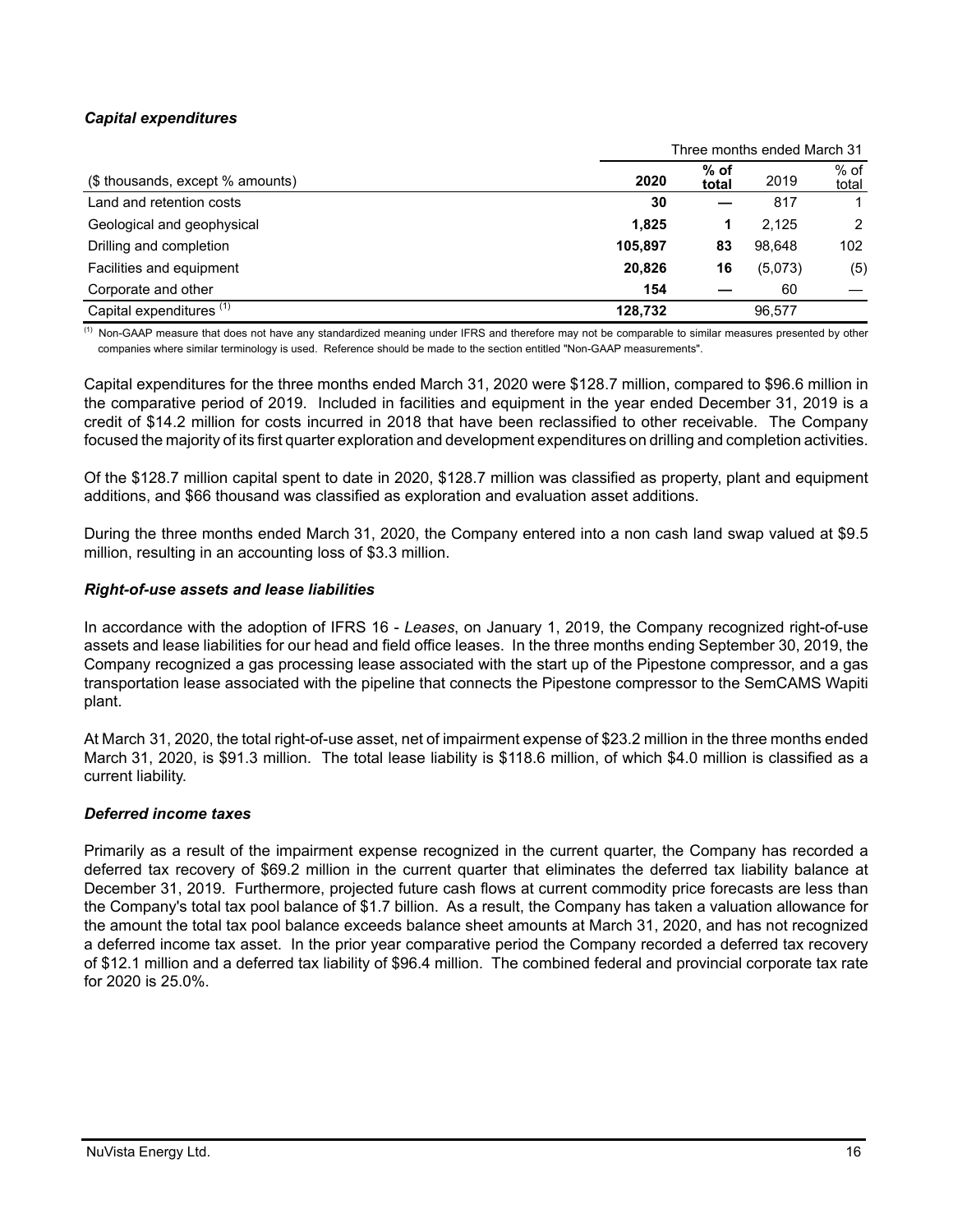### *Capital expenditures*

| | Three months ended March 31 | | | |
|---|---|---|---|---|
| ($ thousands, except % amounts) | **2020** | **% of total** | 2019 | % of total |
| Land and retention costs | **30** | **—** | 817 | 1 |
| Geological and geophysical | **1,825** | **1** | 2,125 | 2 |
| Drilling and completion | **105,897** | **83** | 98,648 | 102 |
| Facilities and equipment | **20,826** | **16** | (5,073) | (5) |
| Corporate and other | **154** | **—** | 60 | — |
| Capital expenditures [(1)] | **128,732** | | 96,577 | |

[(1)] Non-GAAP measure that does not have any standardized meaning under IFRS and therefore may not be comparable to similar measures presented by other companies where similar terminology is used. Reference should be made to the section entitled "Non-GAAP measurements".

Capital expenditures for the three months ended March 31, 2020 were $128.7 million, compared to $96.6 million in the comparative period of 2019. Included in facilities and equipment in the year ended December 31, 2019 is a credit of $14.2 million for costs incurred in 2018 that have been reclassified to other receivable. The Company focused the majority of its first quarter exploration and development expenditures on drilling and completion activities.

Of the $128.7 million capital spent to date in 2020, $128.7 million was classified as property, plant and equipment additions, and $66 thousand was classified as exploration and evaluation asset additions.

During the three months ended March 31, 2020, the Company entered into a non cash land swap valued at $9.5 million, resulting in an accounting loss of $3.3 million.

### *Right-of-use assets and lease liabilities*

In accordance with the adoption of IFRS 16 - *Leases*, on January 1, 2019, the Company recognized right-of-use assets and lease liabilities for our head and field office leases. In the three months ending September 30, 2019, the Company recognized a gas processing lease associated with the start up of the Pipestone compressor, and a gas transportation lease associated with the pipeline that connects the Pipestone compressor to the SemCAMS Wapiti plant.

At March 31, 2020, the total right-of-use asset, net of impairment expense of $23.2 million in the three months ended March 31, 2020, is $91.3 million. The total lease liability is $118.6 million, of which $4.0 million is classified as a current liability.

### *Deferred income taxes*

Primarily as a result of the impairment expense recognized in the current quarter, the Company has recorded a deferred tax recovery of $69.2 million in the current quarter that eliminates the deferred tax liability balance at December 31, 2019. Furthermore, projected future cash flows at current commodity price forecasts are less than the Company's total tax pool balance of $1.7 billion. As a result, the Company has taken a valuation allowance for the amount the total tax pool balance exceeds balance sheet amounts at March 31, 2020, and has not recognized a deferred income tax asset. In the prior year comparative period the Company recorded a deferred tax recovery of $12.1 million and a deferred tax liability of $96.4 million. The combined federal and provincial corporate tax rate for 2020 is 25.0%.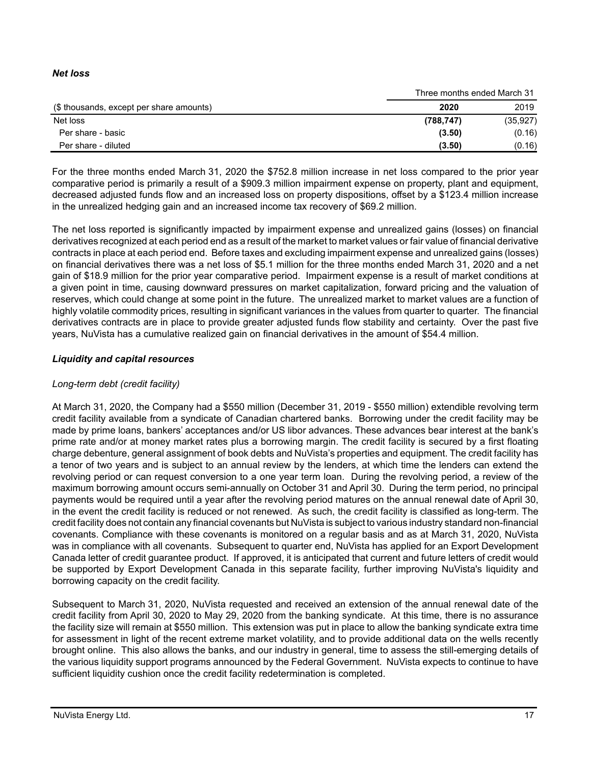### *Net loss*

| | Three months ended March 31 | |
|---|---|---|
| ($ thousands, except per share amounts) | **2020** | 2019 |
| Net loss | **(788,747)** | (35,927) |
| Per share - basic | **(3.50)** | (0.16) |
| Per share - diluted | **(3.50)** | (0.16) |

For the three months ended March 31, 2020 the $752.8 million increase in net loss compared to the prior year comparative period is primarily a result of a $909.3 million impairment expense on property, plant and equipment, decreased adjusted funds flow and an increased loss on property dispositions, offset by a $123.4 million increase in the unrealized hedging gain and an increased income tax recovery of $69.2 million.

The net loss reported is significantly impacted by impairment expense and unrealized gains (losses) on financial derivatives recognized at each period end as a result of the market to market values or fair value of financial derivative contracts in place at each period end. Before taxes and excluding impairment expense and unrealized gains (losses) on financial derivatives there was a net loss of $5.1 million for the three months ended March 31, 2020 and a net gain of $18.9 million for the prior year comparative period. Impairment expense is a result of market conditions at a given point in time, causing downward pressures on market capitalization, forward pricing and the valuation of reserves, which could change at some point in the future. The unrealized market to market values are a function of highly volatile commodity prices, resulting in significant variances in the values from quarter to quarter. The financial derivatives contracts are in place to provide greater adjusted funds flow stability and certainty. Over the past five years, NuVista has a cumulative realized gain on financial derivatives in the amount of $54.4 million.

### *Liquidity and capital resources*

*Long-term debt (credit facility)*

At March 31, 2020, the Company had a $550 million (December 31, 2019 - $550 million) extendible revolving term credit facility available from a syndicate of Canadian chartered banks. Borrowing under the credit facility may be made by prime loans, bankers' acceptances and/or US libor advances. These advances bear interest at the bank's prime rate and/or at money market rates plus a borrowing margin. The credit facility is secured by a first floating charge debenture, general assignment of book debts and NuVista's properties and equipment. The credit facility has a tenor of two years and is subject to an annual review by the lenders, at which time the lenders can extend the revolving period or can request conversion to a one year term loan. During the revolving period, a review of the maximum borrowing amount occurs semi-annually on October 31 and April 30. During the term period, no principal payments would be required until a year after the revolving period matures on the annual renewal date of April 30, in the event the credit facility is reduced or not renewed. As such, the credit facility is classified as long-term. The credit facility does not contain any financial covenants but NuVista is subject to various industry standard non-financial covenants. Compliance with these covenants is monitored on a regular basis and as at March 31, 2020, NuVista was in compliance with all covenants. Subsequent to quarter end, NuVista has applied for an Export Development Canada letter of credit guarantee product. If approved, it is anticipated that current and future letters of credit would be supported by Export Development Canada in this separate facility, further improving NuVista's liquidity and borrowing capacity on the credit facility.

Subsequent to March 31, 2020, NuVista requested and received an extension of the annual renewal date of the credit facility from April 30, 2020 to May 29, 2020 from the banking syndicate. At this time, there is no assurance the facility size will remain at $550 million. This extension was put in place to allow the banking syndicate extra time for assessment in light of the recent extreme market volatility, and to provide additional data on the wells recently brought online. This also allows the banks, and our industry in general, time to assess the still-emerging details of the various liquidity support programs announced by the Federal Government. NuVista expects to continue to have sufficient liquidity cushion once the credit facility redetermination is completed.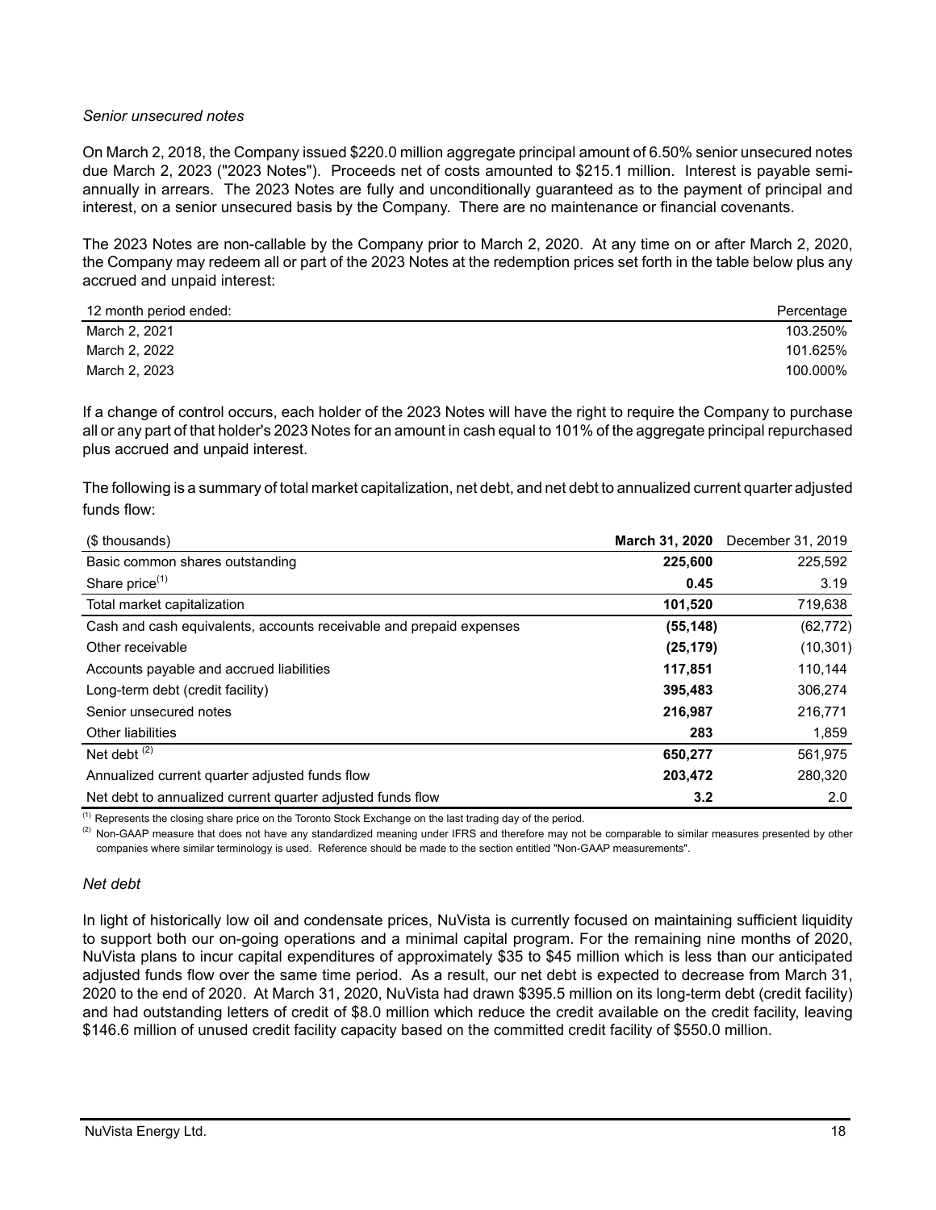*Senior unsecured notes*

On March 2, 2018, the Company issued $220.0 million aggregate principal amount of 6.50% senior unsecured notes due March 2, 2023 ("2023 Notes"). Proceeds net of costs amounted to $215.1 million. Interest is payable semi-annually in arrears. The 2023 Notes are fully and unconditionally guaranteed as to the payment of principal and interest, on a senior unsecured basis by the Company. There are no maintenance or financial covenants.

The 2023 Notes are non-callable by the Company prior to March 2, 2020. At any time on or after March 2, 2020, the Company may redeem all or part of the 2023 Notes at the redemption prices set forth in the table below plus any accrued and unpaid interest:

| 12 month period ended: | Percentage |
|---|---|
| March 2, 2021 | 103.250% |
| March 2, 2022 | 101.625% |
| March 2, 2023 | 100.000% |

If a change of control occurs, each holder of the 2023 Notes will have the right to require the Company to purchase all or any part of that holder's 2023 Notes for an amount in cash equal to 101% of the aggregate principal repurchased plus accrued and unpaid interest.

The following is a summary of total market capitalization, net debt, and net debt to annualized current quarter adjusted funds flow:

| ($ thousands) | **March 31, 2020** | December 31, 2019 |
|---|---|---|
| Basic common shares outstanding | **225,600** | 225,592 |
| Share price[1] | **0.45** | 3.19 |
| Total market capitalization | **101,520** | 719,638 |
| Cash and cash equivalents, accounts receivable and prepaid expenses | **(55,148)** | (62,772) |
| Other receivable | **(25,179)** | (10,301) |
| Accounts payable and accrued liabilities | **117,851** | 110,144 |
| Long-term debt (credit facility) | **395,483** | 306,274 |
| Senior unsecured notes | **216,987** | 216,771 |
| Other liabilities | **283** | 1,859 |
| Net debt [2] | **650,277** | 561,975 |
| Annualized current quarter adjusted funds flow | **203,472** | 280,320 |
| Net debt to annualized current quarter adjusted funds flow | **3.2** | 2.0 |

[1] Represents the closing share price on the Toronto Stock Exchange on the last trading day of the period.

[2] Non-GAAP measure that does not have any standardized meaning under IFRS and therefore may not be comparable to similar measures presented by other companies where similar terminology is used. Reference should be made to the section entitled "Non-GAAP measurements".

*Net debt*

In light of historically low oil and condensate prices, NuVista is currently focused on maintaining sufficient liquidity to support both our on-going operations and a minimal capital program. For the remaining nine months of 2020, NuVista plans to incur capital expenditures of approximately $35 to $45 million which is less than our anticipated adjusted funds flow over the same time period. As a result, our net debt is expected to decrease from March 31, 2020 to the end of 2020. At March 31, 2020, NuVista had drawn $395.5 million on its long-term debt (credit facility) and had outstanding letters of credit of $8.0 million which reduce the credit available on the credit facility, leaving $146.6 million of unused credit facility capacity based on the committed credit facility of $550.0 million.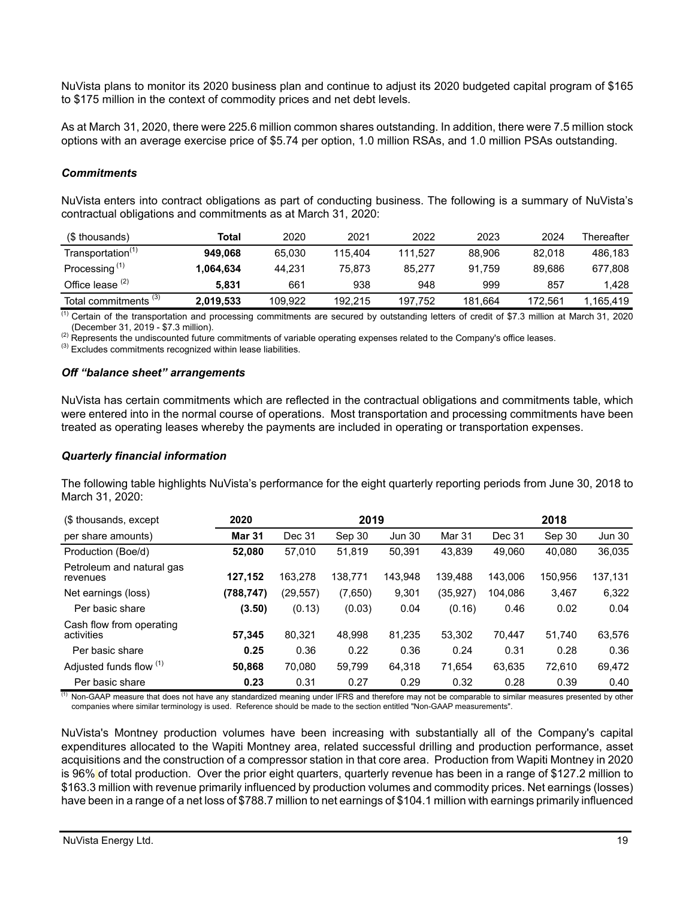NuVista plans to monitor its 2020 business plan and continue to adjust its 2020 budgeted capital program of $165 to $175 million in the context of commodity prices and net debt levels.

As at March 31, 2020, there were 225.6 million common shares outstanding. In addition, there were 7.5 million stock options with an average exercise price of $5.74 per option, 1.0 million RSAs, and 1.0 million PSAs outstanding.

### *Commitments*

NuVista enters into contract obligations as part of conducting business. The following is a summary of NuVista's contractual obligations and commitments as at March 31, 2020:

| ($ thousands) | Total | 2020 | 2021 | 2022 | 2023 | 2024 | Thereafter |
|---|---|---|---|---|---|---|---|
| Transportation[1] | **949,068** | 65,030 | 115,404 | 111,527 | 88,906 | 82,018 | 486,183 |
| Processing [1] | **1,064,634** | 44,231 | 75,873 | 85,277 | 91,759 | 89,686 | 677,808 |
| Office lease [2] | **5,831** | 661 | 938 | 948 | 999 | 857 | 1,428 |
| Total commitments [3] | **2,019,533** | 109,922 | 192,215 | 197,752 | 181,664 | 172,561 | 1,165,419 |

[1] Certain of the transportation and processing commitments are secured by outstanding letters of credit of $7.3 million at March 31, 2020 (December 31, 2019 - $7.3 million).
[2] Represents the undiscounted future commitments of variable operating expenses related to the Company's office leases.
[3] Excludes commitments recognized within lease liabilities.

### *Off "balance sheet" arrangements*

NuVista has certain commitments which are reflected in the contractual obligations and commitments table, which were entered into in the normal course of operations. Most transportation and processing commitments have been treated as operating leases whereby the payments are included in operating or transportation expenses.

### *Quarterly financial information*

The following table highlights NuVista's performance for the eight quarterly reporting periods from June 30, 2018 to March 31, 2020:

| ($ thousands, except | 2020 | | 2019 | | | | 2018 | |
|---|---|---|---|---|---|---|---|---|
| per share amounts) | **Mar 31** | Dec 31 | Sep 30 | Jun 30 | Mar 31 | Dec 31 | Sep 30 | Jun 30 |
| Production (Boe/d) | **52,080** | 57,010 | 51,819 | 50,391 | 43,839 | 49,060 | 40,080 | 36,035 |
| Petroleum and natural gas revenues | **127,152** | 163,278 | 138,771 | 143,948 | 139,488 | 143,006 | 150,956 | 137,131 |
| Net earnings (loss) | **(788,747)** | (29,557) | (7,650) | 9,301 | (35,927) | 104,086 | 3,467 | 6,322 |
| Per basic share | **(3.50)** | (0.13) | (0.03) | 0.04 | (0.16) | 0.46 | 0.02 | 0.04 |
| Cash flow from operating activities | **57,345** | 80,321 | 48,998 | 81,235 | 53,302 | 70,447 | 51,740 | 63,576 |
| Per basic share | **0.25** | 0.36 | 0.22 | 0.36 | 0.24 | 0.31 | 0.28 | 0.36 |
| Adjusted funds flow [1] | **50,868** | 70,080 | 59,799 | 64,318 | 71,654 | 63,635 | 72,610 | 69,472 |
| Per basic share | **0.23** | 0.31 | 0.27 | 0.29 | 0.32 | 0.28 | 0.39 | 0.40 |

[1] Non-GAAP measure that does not have any standardized meaning under IFRS and therefore may not be comparable to similar measures presented by other companies where similar terminology is used. Reference should be made to the section entitled "Non-GAAP measurements".

NuVista's Montney production volumes have been increasing with substantially all of the Company's capital expenditures allocated to the Wapiti Montney area, related successful drilling and production performance, asset acquisitions and the construction of a compressor station in that core area. Production from Wapiti Montney in 2020 is 96% of total production. Over the prior eight quarters, quarterly revenue has been in a range of $127.2 million to $163.3 million with revenue primarily influenced by production volumes and commodity prices. Net earnings (losses) have been in a range of a net loss of $788.7 million to net earnings of $104.1 million with earnings primarily influenced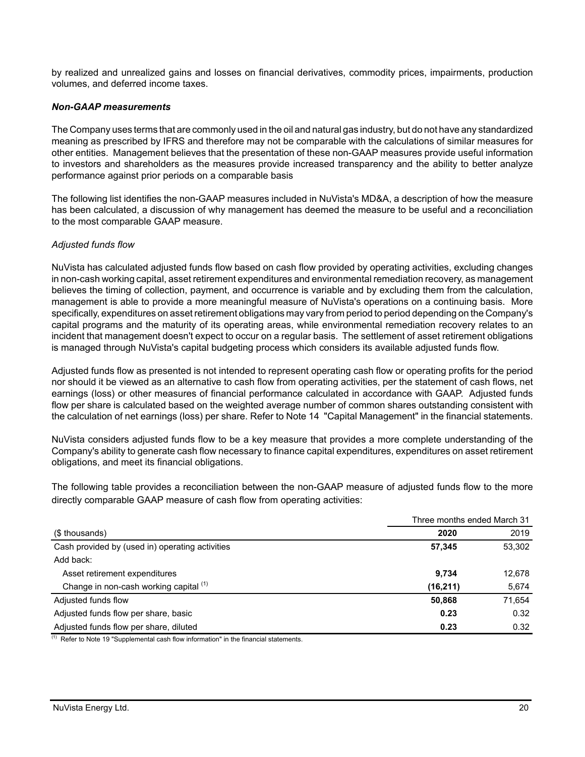by realized and unrealized gains and losses on financial derivatives, commodity prices, impairments, production volumes, and deferred income taxes.

### ***Non-GAAP measurements***

The Company uses terms that are commonly used in the oil and natural gas industry, but do not have any standardized meaning as prescribed by IFRS and therefore may not be comparable with the calculations of similar measures for other entities. Management believes that the presentation of these non-GAAP measures provide useful information to investors and shareholders as the measures provide increased transparency and the ability to better analyze performance against prior periods on a comparable basis

The following list identifies the non-GAAP measures included in NuVista's MD&A, a description of how the measure has been calculated, a discussion of why management has deemed the measure to be useful and a reconciliation to the most comparable GAAP measure.

*Adjusted funds flow*

NuVista has calculated adjusted funds flow based on cash flow provided by operating activities, excluding changes in non-cash working capital, asset retirement expenditures and environmental remediation recovery, as management believes the timing of collection, payment, and occurrence is variable and by excluding them from the calculation, management is able to provide a more meaningful measure of NuVista's operations on a continuing basis. More specifically, expenditures on asset retirement obligations may vary from period to period depending on the Company's capital programs and the maturity of its operating areas, while environmental remediation recovery relates to an incident that management doesn't expect to occur on a regular basis. The settlement of asset retirement obligations is managed through NuVista's capital budgeting process which considers its available adjusted funds flow.

Adjusted funds flow as presented is not intended to represent operating cash flow or operating profits for the period nor should it be viewed as an alternative to cash flow from operating activities, per the statement of cash flows, net earnings (loss) or other measures of financial performance calculated in accordance with GAAP. Adjusted funds flow per share is calculated based on the weighted average number of common shares outstanding consistent with the calculation of net earnings (loss) per share. Refer to Note 14 "Capital Management" in the financial statements.

NuVista considers adjusted funds flow to be a key measure that provides a more complete understanding of the Company's ability to generate cash flow necessary to finance capital expenditures, expenditures on asset retirement obligations, and meet its financial obligations.

The following table provides a reconciliation between the non-GAAP measure of adjusted funds flow to the more directly comparable GAAP measure of cash flow from operating activities:

| | Three months ended March 31 | |
|---|---|---|
| ($ thousands) | **2020** | 2019 |
| Cash provided by (used in) operating activities | **57,345** | 53,302 |
| Add back: | | |
| Asset retirement expenditures | **9,734** | 12,678 |
| Change in non-cash working capital [(1)] | **(16,211)** | 5,674 |
| Adjusted funds flow | **50,868** | 71,654 |
| Adjusted funds flow per share, basic | **0.23** | 0.32 |
| Adjusted funds flow per share, diluted | **0.23** | 0.32 |

(1) Refer to Note 19 "Supplemental cash flow information" in the financial statements.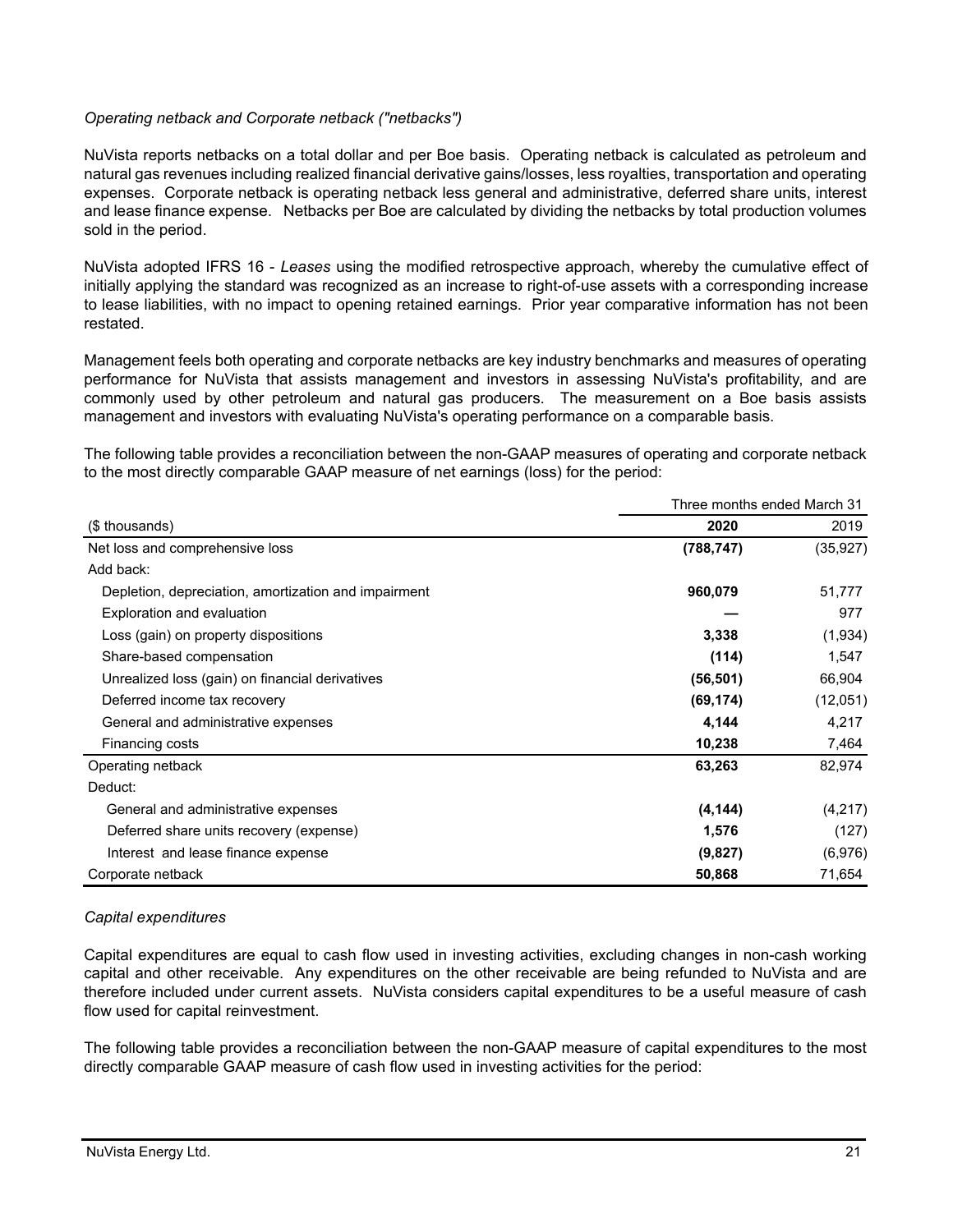*Operating netback and Corporate netback ("netbacks")*

NuVista reports netbacks on a total dollar and per Boe basis. Operating netback is calculated as petroleum and natural gas revenues including realized financial derivative gains/losses, less royalties, transportation and operating expenses. Corporate netback is operating netback less general and administrative, deferred share units, interest and lease finance expense. Netbacks per Boe are calculated by dividing the netbacks by total production volumes sold in the period.

NuVista adopted IFRS 16 - *Leases* using the modified retrospective approach, whereby the cumulative effect of initially applying the standard was recognized as an increase to right-of-use assets with a corresponding increase to lease liabilities, with no impact to opening retained earnings. Prior year comparative information has not been restated.

Management feels both operating and corporate netbacks are key industry benchmarks and measures of operating performance for NuVista that assists management and investors in assessing NuVista's profitability, and are commonly used by other petroleum and natural gas producers. The measurement on a Boe basis assists management and investors with evaluating NuVista's operating performance on a comparable basis.

The following table provides a reconciliation between the non-GAAP measures of operating and corporate netback to the most directly comparable GAAP measure of net earnings (loss) for the period:

| | Three months ended March 31 | |
|---|---|---|
| ($ thousands) | **2020** | 2019 |
| Net loss and comprehensive loss | **(788,747)** | (35,927) |
| Add back: | | |
| Depletion, depreciation, amortization and impairment | **960,079** | 51,777 |
| Exploration and evaluation | **—** | 977 |
| Loss (gain) on property dispositions | **3,338** | (1,934) |
| Share-based compensation | **(114)** | 1,547 |
| Unrealized loss (gain) on financial derivatives | **(56,501)** | 66,904 |
| Deferred income tax recovery | **(69,174)** | (12,051) |
| General and administrative expenses | **4,144** | 4,217 |
| Financing costs | **10,238** | 7,464 |
| Operating netback | **63,263** | 82,974 |
| Deduct: | | |
| General and administrative expenses | **(4,144)** | (4,217) |
| Deferred share units recovery (expense) | **1,576** | (127) |
| Interest and lease finance expense | **(9,827)** | (6,976) |
| Corporate netback | **50,868** | 71,654 |

*Capital expenditures*

Capital expenditures are equal to cash flow used in investing activities, excluding changes in non-cash working capital and other receivable. Any expenditures on the other receivable are being refunded to NuVista and are therefore included under current assets. NuVista considers capital expenditures to be a useful measure of cash flow used for capital reinvestment.

The following table provides a reconciliation between the non-GAAP measure of capital expenditures to the most directly comparable GAAP measure of cash flow used in investing activities for the period: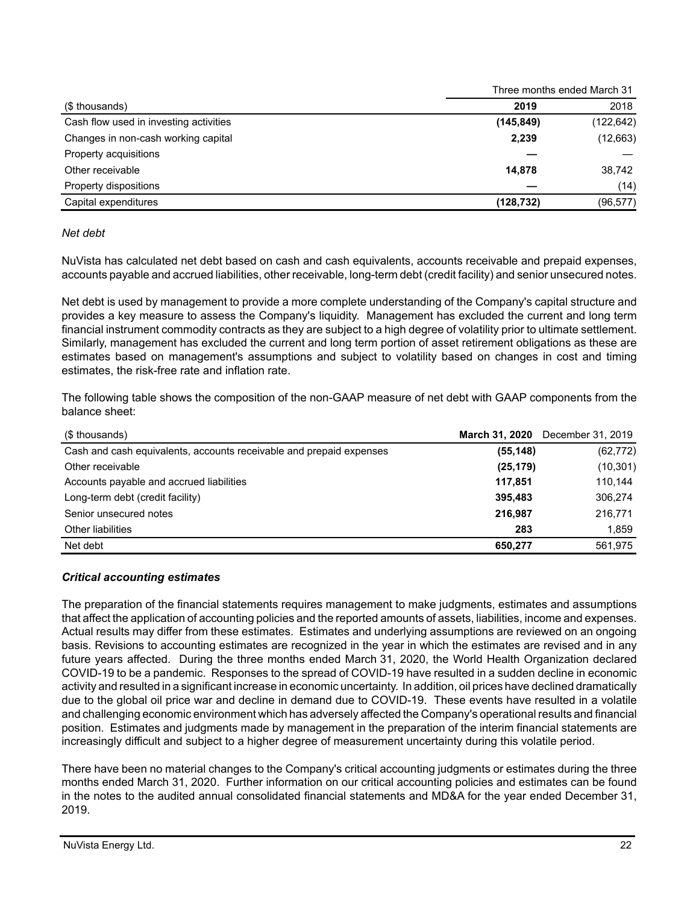| ($ thousands) | Three months ended March 31 | |
|---|---|---|
| | **2019** | 2018 |
| Cash flow used in investing activities | **(145,849)** | (122,642) |
| Changes in non-cash working capital | **2,239** | (12,663) |
| Property acquisitions | **—** | — |
| Other receivable | **14,878** | 38,742 |
| Property dispositions | **—** | (14) |
| Capital expenditures | **(128,732)** | (96,577) |

*Net debt*

NuVista has calculated net debt based on cash and cash equivalents, accounts receivable and prepaid expenses, accounts payable and accrued liabilities, other receivable, long-term debt (credit facility) and senior unsecured notes.

Net debt is used by management to provide a more complete understanding of the Company's capital structure and provides a key measure to assess the Company's liquidity. Management has excluded the current and long term financial instrument commodity contracts as they are subject to a high degree of volatility prior to ultimate settlement. Similarly, management has excluded the current and long term portion of asset retirement obligations as these are estimates based on management's assumptions and subject to volatility based on changes in cost and timing estimates, the risk-free rate and inflation rate.

The following table shows the composition of the non-GAAP measure of net debt with GAAP components from the balance sheet:

| ($ thousands) | **March 31, 2020** | December 31, 2019 |
|---|---|---|
| Cash and cash equivalents, accounts receivable and prepaid expenses | **(55,148)** | (62,772) |
| Other receivable | **(25,179)** | (10,301) |
| Accounts payable and accrued liabilities | **117,851** | 110,144 |
| Long-term debt (credit facility) | **395,483** | 306,274 |
| Senior unsecured notes | **216,987** | 216,771 |
| Other liabilities | **283** | 1,859 |
| Net debt | **650,277** | 561,975 |

***Critical accounting estimates***

The preparation of the financial statements requires management to make judgments, estimates and assumptions that affect the application of accounting policies and the reported amounts of assets, liabilities, income and expenses. Actual results may differ from these estimates. Estimates and underlying assumptions are reviewed on an ongoing basis. Revisions to accounting estimates are recognized in the year in which the estimates are revised and in any future years affected. During the three months ended March 31, 2020, the World Health Organization declared COVID-19 to be a pandemic. Responses to the spread of COVID-19 have resulted in a sudden decline in economic activity and resulted in a significant increase in economic uncertainty. In addition, oil prices have declined dramatically due to the global oil price war and decline in demand due to COVID-19. These events have resulted in a volatile and challenging economic environment which has adversely affected the Company's operational results and financial position. Estimates and judgments made by management in the preparation of the interim financial statements are increasingly difficult and subject to a higher degree of measurement uncertainty during this volatile period.

There have been no material changes to the Company's critical accounting judgments or estimates during the three months ended March 31, 2020. Further information on our critical accounting policies and estimates can be found in the notes to the audited annual consolidated financial statements and MD&A for the year ended December 31, 2019.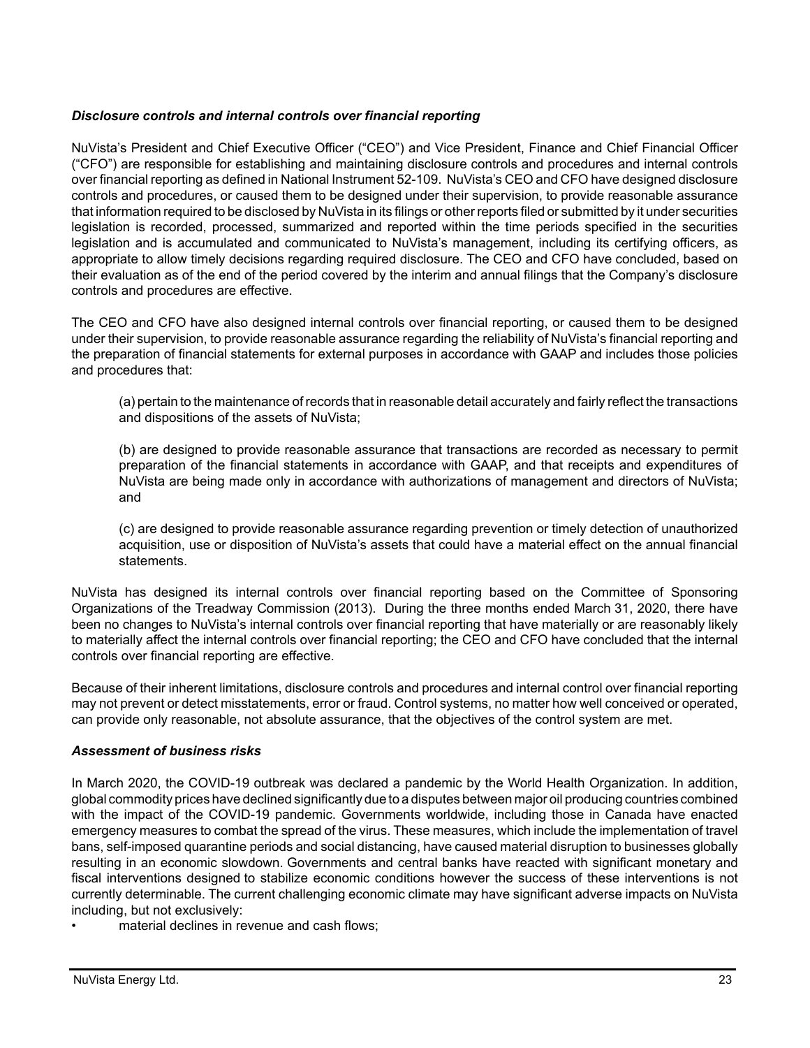### *Disclosure controls and internal controls over financial reporting*

NuVista's President and Chief Executive Officer ("CEO") and Vice President, Finance and Chief Financial Officer ("CFO") are responsible for establishing and maintaining disclosure controls and procedures and internal controls over financial reporting as defined in National Instrument 52-109. NuVista's CEO and CFO have designed disclosure controls and procedures, or caused them to be designed under their supervision, to provide reasonable assurance that information required to be disclosed by NuVista in its filings or other reports filed or submitted by it under securities legislation is recorded, processed, summarized and reported within the time periods specified in the securities legislation and is accumulated and communicated to NuVista's management, including its certifying officers, as appropriate to allow timely decisions regarding required disclosure. The CEO and CFO have concluded, based on their evaluation as of the end of the period covered by the interim and annual filings that the Company's disclosure controls and procedures are effective.

The CEO and CFO have also designed internal controls over financial reporting, or caused them to be designed under their supervision, to provide reasonable assurance regarding the reliability of NuVista's financial reporting and the preparation of financial statements for external purposes in accordance with GAAP and includes those policies and procedures that:

(a) pertain to the maintenance of records that in reasonable detail accurately and fairly reflect the transactions and dispositions of the assets of NuVista;

(b) are designed to provide reasonable assurance that transactions are recorded as necessary to permit preparation of the financial statements in accordance with GAAP, and that receipts and expenditures of NuVista are being made only in accordance with authorizations of management and directors of NuVista; and

(c) are designed to provide reasonable assurance regarding prevention or timely detection of unauthorized acquisition, use or disposition of NuVista's assets that could have a material effect on the annual financial statements.

NuVista has designed its internal controls over financial reporting based on the Committee of Sponsoring Organizations of the Treadway Commission (2013). During the three months ended March 31, 2020, there have been no changes to NuVista's internal controls over financial reporting that have materially or are reasonably likely to materially affect the internal controls over financial reporting; the CEO and CFO have concluded that the internal controls over financial reporting are effective.

Because of their inherent limitations, disclosure controls and procedures and internal control over financial reporting may not prevent or detect misstatements, error or fraud. Control systems, no matter how well conceived or operated, can provide only reasonable, not absolute assurance, that the objectives of the control system are met.

### *Assessment of business risks*

In March 2020, the COVID-19 outbreak was declared a pandemic by the World Health Organization. In addition, global commodity prices have declined significantly due to a disputes between major oil producing countries combined with the impact of the COVID-19 pandemic. Governments worldwide, including those in Canada have enacted emergency measures to combat the spread of the virus. These measures, which include the implementation of travel bans, self-imposed quarantine periods and social distancing, have caused material disruption to businesses globally resulting in an economic slowdown. Governments and central banks have reacted with significant monetary and fiscal interventions designed to stabilize economic conditions however the success of these interventions is not currently determinable. The current challenging economic climate may have significant adverse impacts on NuVista including, but not exclusively:

- material declines in revenue and cash flows;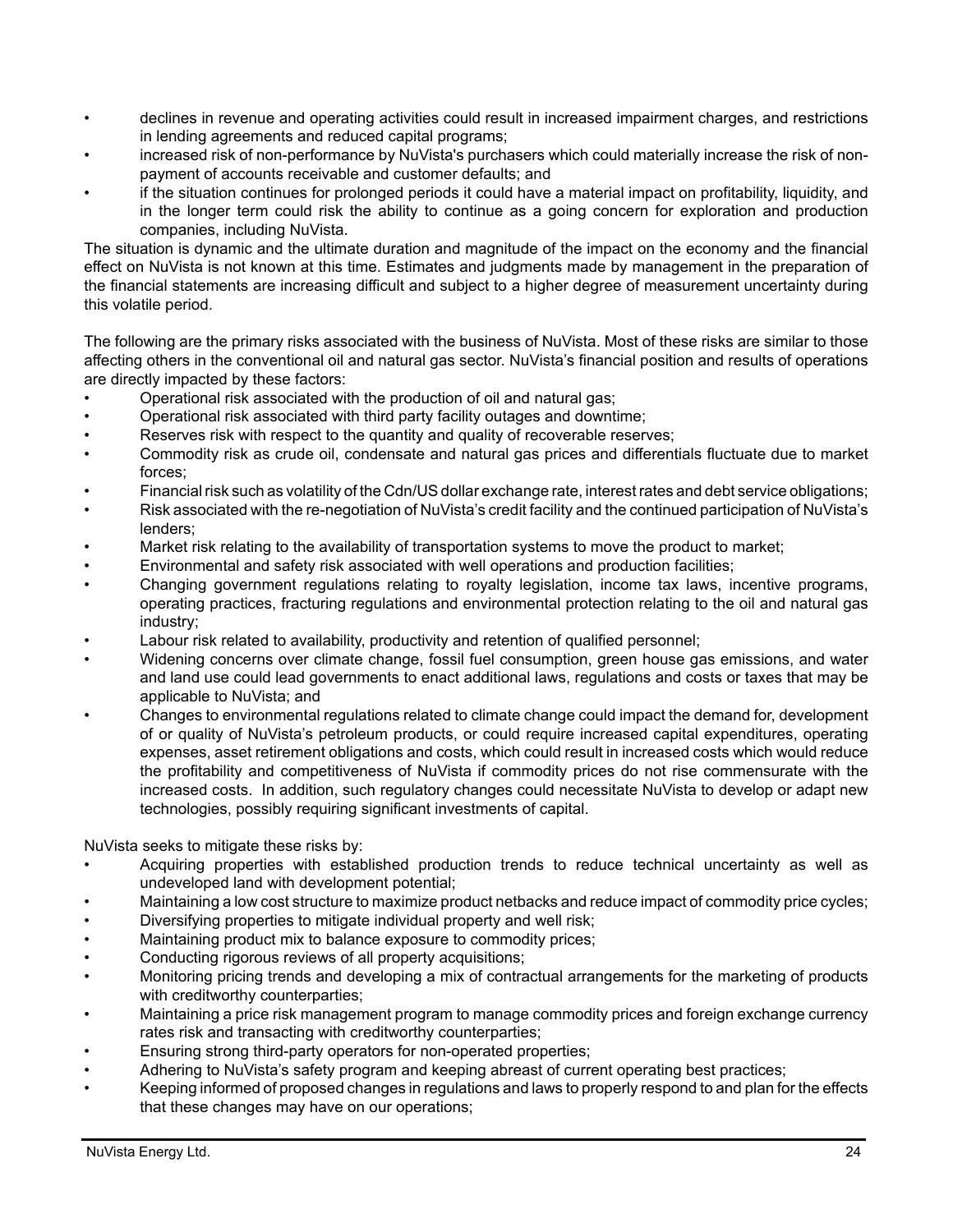- declines in revenue and operating activities could result in increased impairment charges, and restrictions in lending agreements and reduced capital programs;
- increased risk of non-performance by NuVista's purchasers which could materially increase the risk of non-payment of accounts receivable and customer defaults; and
- if the situation continues for prolonged periods it could have a material impact on profitability, liquidity, and in the longer term could risk the ability to continue as a going concern for exploration and production companies, including NuVista.

The situation is dynamic and the ultimate duration and magnitude of the impact on the economy and the financial effect on NuVista is not known at this time. Estimates and judgments made by management in the preparation of the financial statements are increasing difficult and subject to a higher degree of measurement uncertainty during this volatile period.

The following are the primary risks associated with the business of NuVista. Most of these risks are similar to those affecting others in the conventional oil and natural gas sector. NuVista's financial position and results of operations are directly impacted by these factors:

- Operational risk associated with the production of oil and natural gas;
- Operational risk associated with third party facility outages and downtime;
- Reserves risk with respect to the quantity and quality of recoverable reserves;
- Commodity risk as crude oil, condensate and natural gas prices and differentials fluctuate due to market forces;
- Financial risk such as volatility of the Cdn/US dollar exchange rate, interest rates and debt service obligations;
- Risk associated with the re-negotiation of NuVista's credit facility and the continued participation of NuVista's lenders;
- Market risk relating to the availability of transportation systems to move the product to market;
- Environmental and safety risk associated with well operations and production facilities;
- Changing government regulations relating to royalty legislation, income tax laws, incentive programs, operating practices, fracturing regulations and environmental protection relating to the oil and natural gas industry;
- Labour risk related to availability, productivity and retention of qualified personnel;
- Widening concerns over climate change, fossil fuel consumption, green house gas emissions, and water and land use could lead governments to enact additional laws, regulations and costs or taxes that may be applicable to NuVista; and
- Changes to environmental regulations related to climate change could impact the demand for, development of or quality of NuVista's petroleum products, or could require increased capital expenditures, operating expenses, asset retirement obligations and costs, which could result in increased costs which would reduce the profitability and competitiveness of NuVista if commodity prices do not rise commensurate with the increased costs. In addition, such regulatory changes could necessitate NuVista to develop or adapt new technologies, possibly requiring significant investments of capital.

NuVista seeks to mitigate these risks by:

- Acquiring properties with established production trends to reduce technical uncertainty as well as undeveloped land with development potential;
- Maintaining a low cost structure to maximize product netbacks and reduce impact of commodity price cycles;
- Diversifying properties to mitigate individual property and well risk;
- Maintaining product mix to balance exposure to commodity prices;
- Conducting rigorous reviews of all property acquisitions;
- Monitoring pricing trends and developing a mix of contractual arrangements for the marketing of products with creditworthy counterparties;
- Maintaining a price risk management program to manage commodity prices and foreign exchange currency rates risk and transacting with creditworthy counterparties;
- Ensuring strong third-party operators for non-operated properties;
- Adhering to NuVista's safety program and keeping abreast of current operating best practices;
- Keeping informed of proposed changes in regulations and laws to properly respond to and plan for the effects that these changes may have on our operations;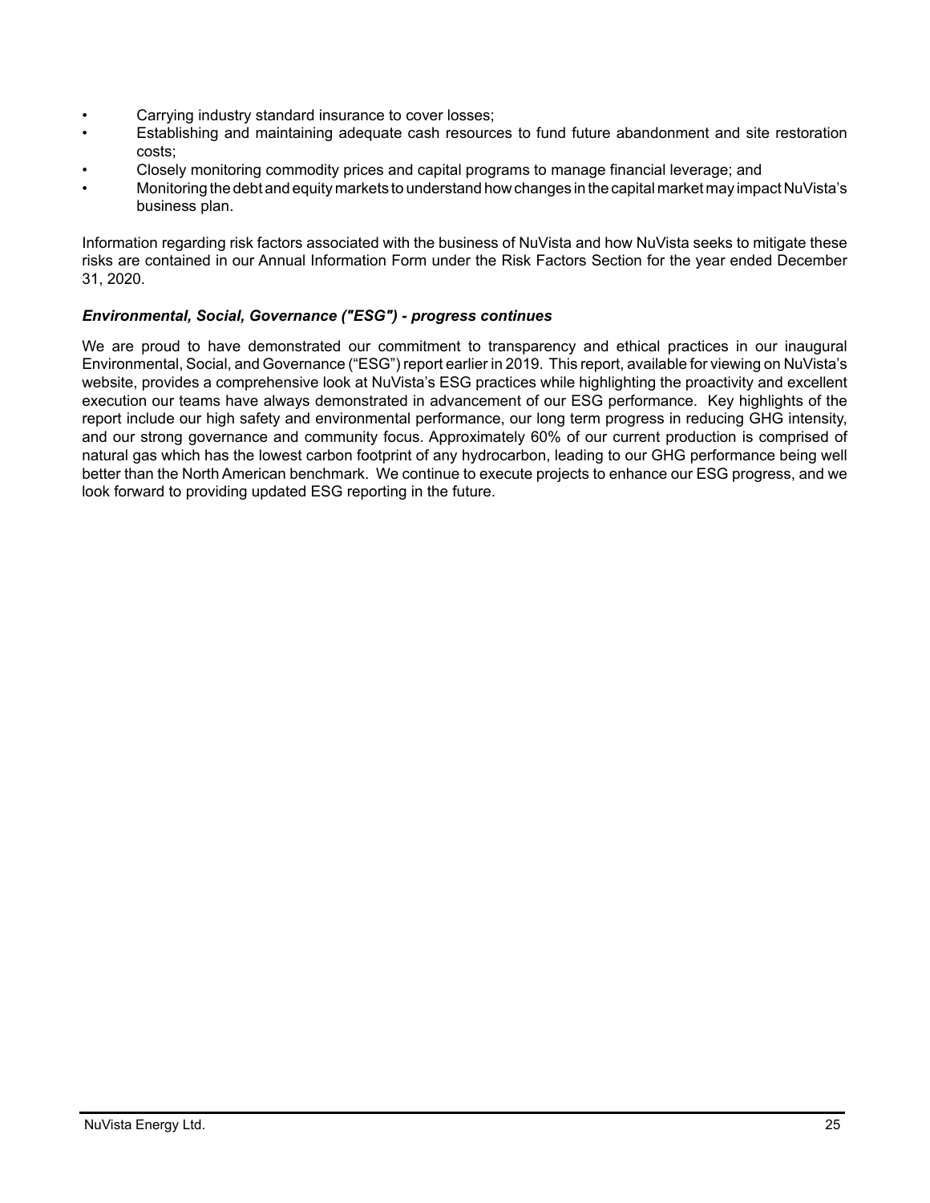- Carrying industry standard insurance to cover losses;
- Establishing and maintaining adequate cash resources to fund future abandonment and site restoration costs;
- Closely monitoring commodity prices and capital programs to manage financial leverage; and
- Monitoring the debt and equity markets to understand how changes in the capital market may impact NuVista's business plan.

Information regarding risk factors associated with the business of NuVista and how NuVista seeks to mitigate these risks are contained in our Annual Information Form under the Risk Factors Section for the year ended December 31, 2020.

### *Environmental, Social, Governance ("ESG") - progress continues*

We are proud to have demonstrated our commitment to transparency and ethical practices in our inaugural Environmental, Social, and Governance ("ESG") report earlier in 2019. This report, available for viewing on NuVista's website, provides a comprehensive look at NuVista's ESG practices while highlighting the proactivity and excellent execution our teams have always demonstrated in advancement of our ESG performance. Key highlights of the report include our high safety and environmental performance, our long term progress in reducing GHG intensity, and our strong governance and community focus. Approximately 60% of our current production is comprised of natural gas which has the lowest carbon footprint of any hydrocarbon, leading to our GHG performance being well better than the North American benchmark. We continue to execute projects to enhance our ESG progress, and we look forward to providing updated ESG reporting in the future.